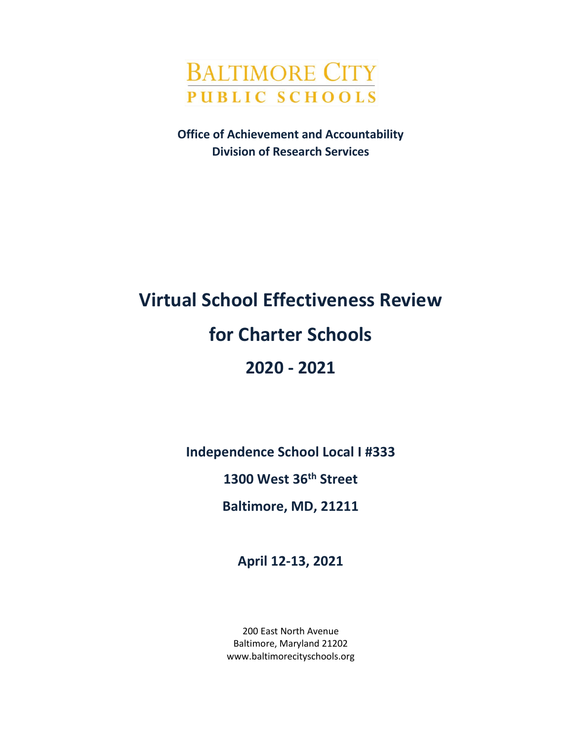BALTIMORE CITY
PUBLIC SCHOOLS

**Office of Achievement and Accountability**
**Division of Research Services**

# Virtual School Effectiveness Review for Charter Schools 2020 - 2021

**Independence School Local I #333**

**1300 West 36th Street**

**Baltimore, MD, 21211**

**April 12-13, 2021**

200 East North Avenue
Baltimore, Maryland 21202
www.baltimorecityschools.org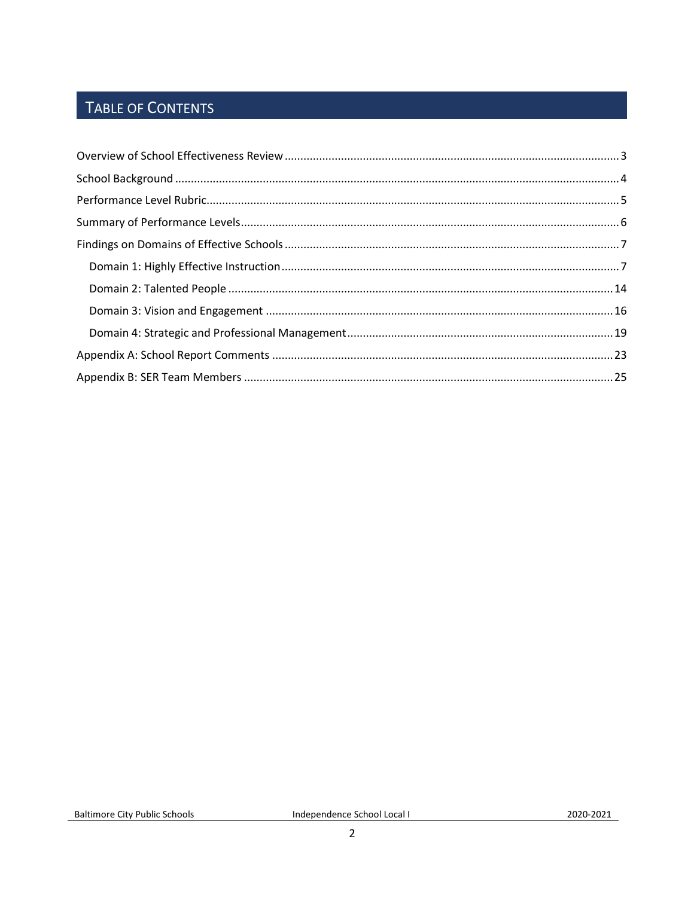# Table of Contents

Overview of School Effectiveness Review .......... 3

School Background .......... 4

Performance Level Rubric .......... 5

Summary of Performance Levels .......... 6

Findings on Domains of Effective Schools .......... 7

- Domain 1: Highly Effective Instruction .......... 7
- Domain 2: Talented People .......... 14
- Domain 3: Vision and Engagement .......... 16
- Domain 4: Strategic and Professional Management .......... 19

Appendix A: School Report Comments .......... 23

Appendix B: SER Team Members .......... 25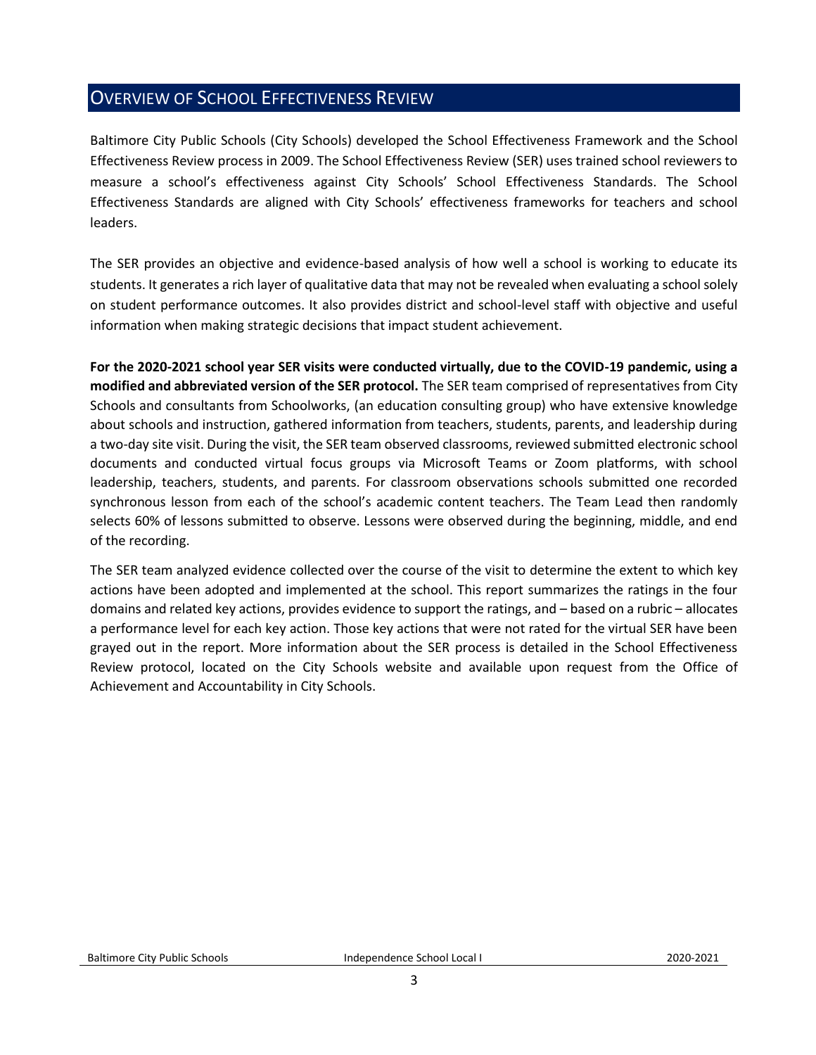## Overview of School Effectiveness Review

Baltimore City Public Schools (City Schools) developed the School Effectiveness Framework and the School Effectiveness Review process in 2009. The School Effectiveness Review (SER) uses trained school reviewers to measure a school's effectiveness against City Schools' School Effectiveness Standards. The School Effectiveness Standards are aligned with City Schools' effectiveness frameworks for teachers and school leaders.

The SER provides an objective and evidence-based analysis of how well a school is working to educate its students. It generates a rich layer of qualitative data that may not be revealed when evaluating a school solely on student performance outcomes. It also provides district and school-level staff with objective and useful information when making strategic decisions that impact student achievement.

**For the 2020-2021 school year SER visits were conducted virtually, due to the COVID-19 pandemic, using a modified and abbreviated version of the SER protocol.** The SER team comprised of representatives from City Schools and consultants from Schoolworks, (an education consulting group) who have extensive knowledge about schools and instruction, gathered information from teachers, students, parents, and leadership during a two-day site visit. During the visit, the SER team observed classrooms, reviewed submitted electronic school documents and conducted virtual focus groups via Microsoft Teams or Zoom platforms, with school leadership, teachers, students, and parents. For classroom observations schools submitted one recorded synchronous lesson from each of the school's academic content teachers. The Team Lead then randomly selects 60% of lessons submitted to observe. Lessons were observed during the beginning, middle, and end of the recording.

The SER team analyzed evidence collected over the course of the visit to determine the extent to which key actions have been adopted and implemented at the school. This report summarizes the ratings in the four domains and related key actions, provides evidence to support the ratings, and – based on a rubric – allocates a performance level for each key action. Those key actions that were not rated for the virtual SER have been grayed out in the report. More information about the SER process is detailed in the School Effectiveness Review protocol, located on the City Schools website and available upon request from the Office of Achievement and Accountability in City Schools.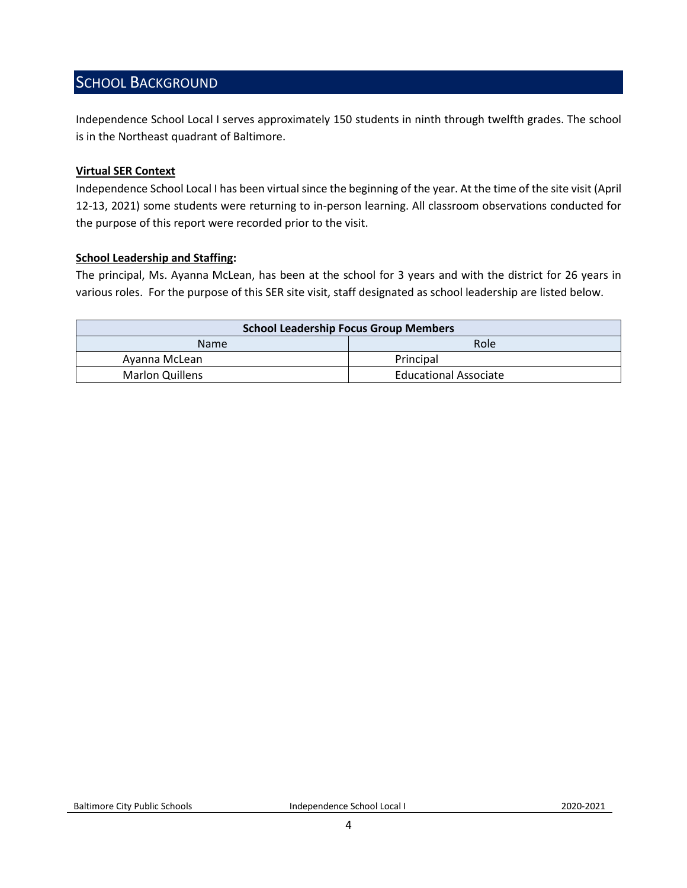# SCHOOL BACKGROUND

Independence School Local I serves approximately 150 students in ninth through twelfth grades. The school is in the Northeast quadrant of Baltimore.

**Virtual SER Context**

Independence School Local I has been virtual since the beginning of the year. At the time of the site visit (April 12-13, 2021) some students were returning to in-person learning. All classroom observations conducted for the purpose of this report were recorded prior to the visit.

**School Leadership and Staffing:**

The principal, Ms. Ayanna McLean, has been at the school for 3 years and with the district for 26 years in various roles. For the purpose of this SER site visit, staff designated as school leadership are listed below.

| School Leadership Focus Group Members | |
|---|---|
| Name | Role |
| Ayanna McLean | Principal |
| Marlon Quillens | Educational Associate |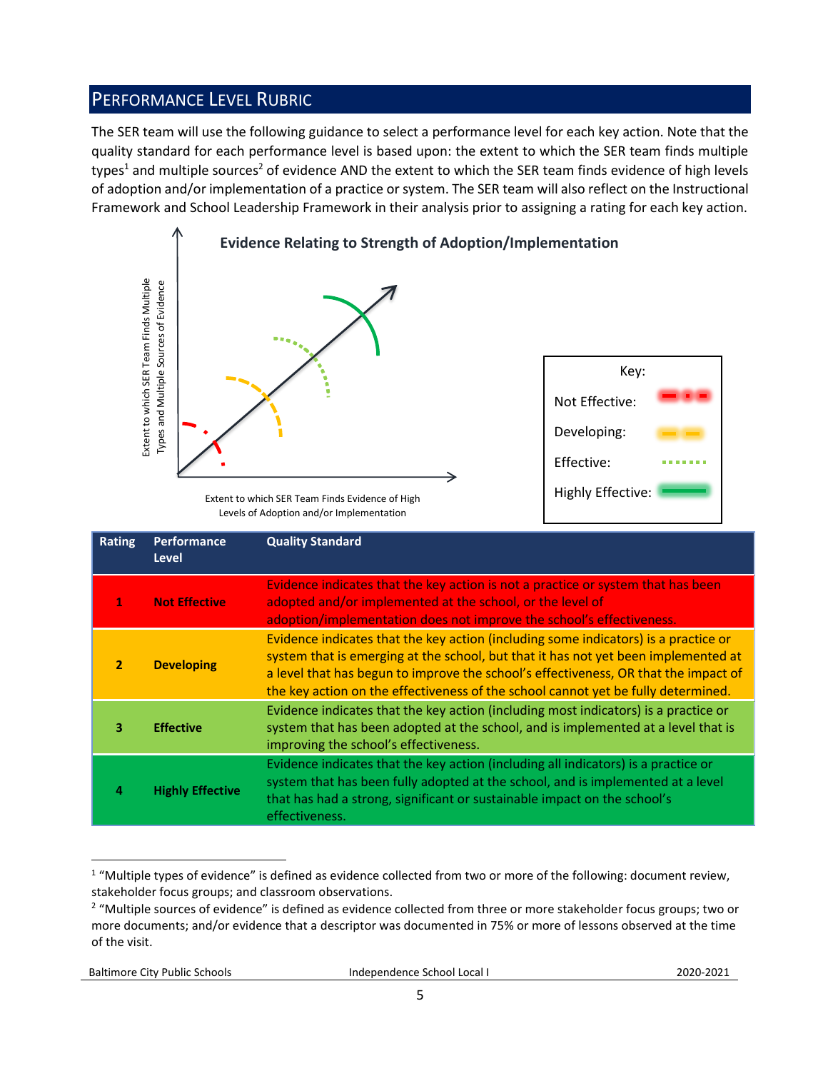## Performance Level Rubric

The SER team will use the following guidance to select a performance level for each key action. Note that the quality standard for each performance level is based upon: the extent to which the SER team finds multiple types[1] and multiple sources[2] of evidence AND the extent to which the SER team finds evidence of high levels of adoption and/or implementation of a practice or system. The SER team will also reflect on the Instructional Framework and School Leadership Framework in their analysis prior to assigning a rating for each key action.

**Evidence Relating to Strength of Adoption/Implementation**

Extent to which SER Team Finds Multiple Types and Multiple Sources of Evidence

Extent to which SER Team Finds Evidence of High Levels of Adoption and/or Implementation

Key:

Not Effective:

Developing:

Effective:

Highly Effective:

| Rating | Performance Level | Quality Standard |
|---|---|---|
| 1 | **Not Effective** | Evidence indicates that the key action is not a practice or system that has been adopted and/or implemented at the school, or the level of adoption/implementation does not improve the school's effectiveness. |
| 2 | **Developing** | Evidence indicates that the key action (including some indicators) is a practice or system that is emerging at the school, but that it has not yet been implemented at a level that has begun to improve the school's effectiveness, OR that the impact of the key action on the effectiveness of the school cannot yet be fully determined. |
| 3 | **Effective** | Evidence indicates that the key action (including most indicators) is a practice or system that has been adopted at the school, and is implemented at a level that is improving the school's effectiveness. |
| 4 | **Highly Effective** | Evidence indicates that the key action (including all indicators) is a practice or system that has been fully adopted at the school, and is implemented at a level that has had a strong, significant or sustainable impact on the school's effectiveness. |

---

[1] "Multiple types of evidence" is defined as evidence collected from two or more of the following: document review, stakeholder focus groups; and classroom observations.

[2] "Multiple sources of evidence" is defined as evidence collected from three or more stakeholder focus groups; two or more documents; and/or evidence that a descriptor was documented in 75% or more of lessons observed at the time of the visit.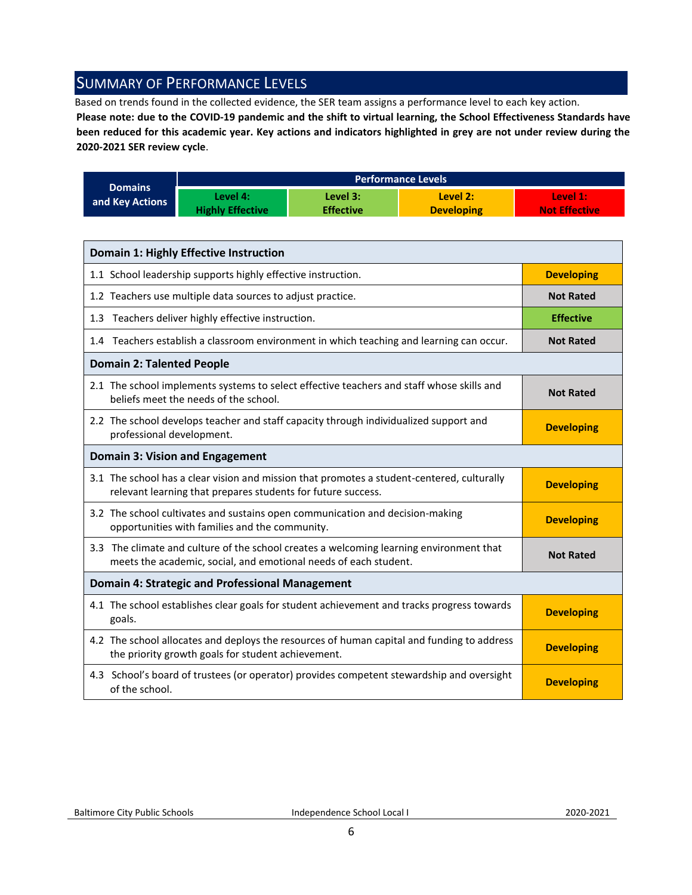## Summary of Performance Levels

Based on trends found in the collected evidence, the SER team assigns a performance level to each key action.

**Please note: due to the COVID-19 pandemic and the shift to virtual learning, the School Effectiveness Standards have been reduced for this academic year. Key actions and indicators highlighted in grey are not under review during the 2020-2021 SER review cycle**.

| Domains and Key Actions | Performance Levels | | | |
|---|---|---|---|---|
| | Level 4: Highly Effective | Level 3: Effective | Level 2: Developing | Level 1: Not Effective |

| Domain 1: Highly Effective Instruction | |
|---|---|
| 1.1 School leadership supports highly effective instruction. | Developing |
| 1.2 Teachers use multiple data sources to adjust practice. | Not Rated |
| 1.3 Teachers deliver highly effective instruction. | Effective |
| 1.4 Teachers establish a classroom environment in which teaching and learning can occur. | Not Rated |
| **Domain 2: Talented People** | |
| 2.1 The school implements systems to select effective teachers and staff whose skills and beliefs meet the needs of the school. | Not Rated |
| 2.2 The school develops teacher and staff capacity through individualized support and professional development. | Developing |
| **Domain 3: Vision and Engagement** | |
| 3.1 The school has a clear vision and mission that promotes a student-centered, culturally relevant learning that prepares students for future success. | Developing |
| 3.2 The school cultivates and sustains open communication and decision-making opportunities with families and the community. | Developing |
| 3.3 The climate and culture of the school creates a welcoming learning environment that meets the academic, social, and emotional needs of each student. | Not Rated |
| **Domain 4: Strategic and Professional Management** | |
| 4.1 The school establishes clear goals for student achievement and tracks progress towards goals. | Developing |
| 4.2 The school allocates and deploys the resources of human capital and funding to address the priority growth goals for student achievement. | Developing |
| 4.3 School's board of trustees (or operator) provides competent stewardship and oversight of the school. | Developing |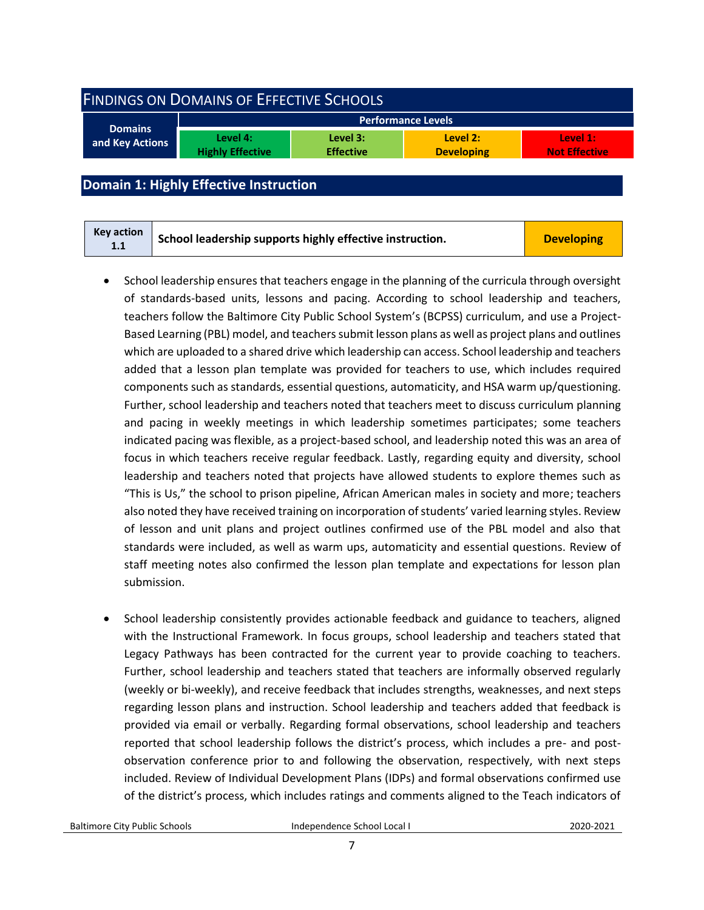## Findings on Domains of Effective Schools

| Domains and Key Actions | Performance Levels | | | |
|---|---|---|---|---|
| | Level 4: Highly Effective | Level 3: Effective | Level 2: Developing | Level 1: Not Effective |

## Domain 1: Highly Effective Instruction

| Key action 1.1 | School leadership supports highly effective instruction. | Developing |
|---|---|---|

- School leadership ensures that teachers engage in the planning of the curricula through oversight of standards-based units, lessons and pacing. According to school leadership and teachers, teachers follow the Baltimore City Public School System's (BCPSS) curriculum, and use a Project-Based Learning (PBL) model, and teachers submit lesson plans as well as project plans and outlines which are uploaded to a shared drive which leadership can access. School leadership and teachers added that a lesson plan template was provided for teachers to use, which includes required components such as standards, essential questions, automaticity, and HSA warm up/questioning. Further, school leadership and teachers noted that teachers meet to discuss curriculum planning and pacing in weekly meetings in which leadership sometimes participates; some teachers indicated pacing was flexible, as a project-based school, and leadership noted this was an area of focus in which teachers receive regular feedback. Lastly, regarding equity and diversity, school leadership and teachers noted that projects have allowed students to explore themes such as "This is Us," the school to prison pipeline, African American males in society and more; teachers also noted they have received training on incorporation of students' varied learning styles. Review of lesson and unit plans and project outlines confirmed use of the PBL model and also that standards were included, as well as warm ups, automaticity and essential questions. Review of staff meeting notes also confirmed the lesson plan template and expectations for lesson plan submission.

- School leadership consistently provides actionable feedback and guidance to teachers, aligned with the Instructional Framework. In focus groups, school leadership and teachers stated that Legacy Pathways has been contracted for the current year to provide coaching to teachers. Further, school leadership and teachers stated that teachers are informally observed regularly (weekly or bi-weekly), and receive feedback that includes strengths, weaknesses, and next steps regarding lesson plans and instruction. School leadership and teachers added that feedback is provided via email or verbally. Regarding formal observations, school leadership and teachers reported that school leadership follows the district's process, which includes a pre- and post-observation conference prior to and following the observation, respectively, with next steps included. Review of Individual Development Plans (IDPs) and formal observations confirmed use of the district's process, which includes ratings and comments aligned to the Teach indicators of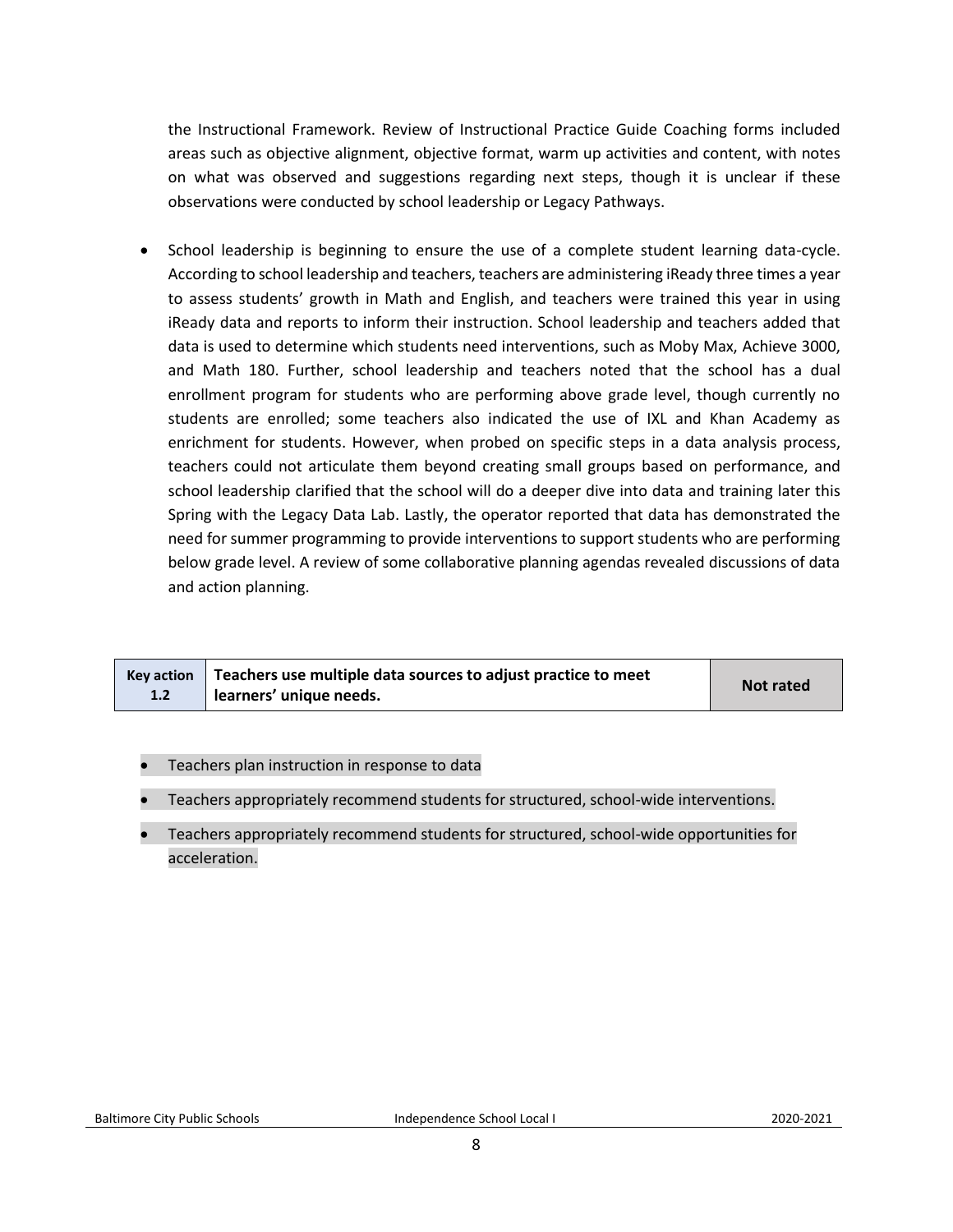the Instructional Framework. Review of Instructional Practice Guide Coaching forms included areas such as objective alignment, objective format, warm up activities and content, with notes on what was observed and suggestions regarding next steps, though it is unclear if these observations were conducted by school leadership or Legacy Pathways.

- School leadership is beginning to ensure the use of a complete student learning data-cycle. According to school leadership and teachers, teachers are administering iReady three times a year to assess students' growth in Math and English, and teachers were trained this year in using iReady data and reports to inform their instruction. School leadership and teachers added that data is used to determine which students need interventions, such as Moby Max, Achieve 3000, and Math 180. Further, school leadership and teachers noted that the school has a dual enrollment program for students who are performing above grade level, though currently no students are enrolled; some teachers also indicated the use of IXL and Khan Academy as enrichment for students. However, when probed on specific steps in a data analysis process, teachers could not articulate them beyond creating small groups based on performance, and school leadership clarified that the school will do a deeper dive into data and training later this Spring with the Legacy Data Lab. Lastly, the operator reported that data has demonstrated the need for summer programming to provide interventions to support students who are performing below grade level. A review of some collaborative planning agendas revealed discussions of data and action planning.

| Key action 1.2 | Teachers use multiple data sources to adjust practice to meet learners' unique needs. | Not rated |
|---|---|---|

- Teachers plan instruction in response to data
- Teachers appropriately recommend students for structured, school-wide interventions.
- Teachers appropriately recommend students for structured, school-wide opportunities for acceleration.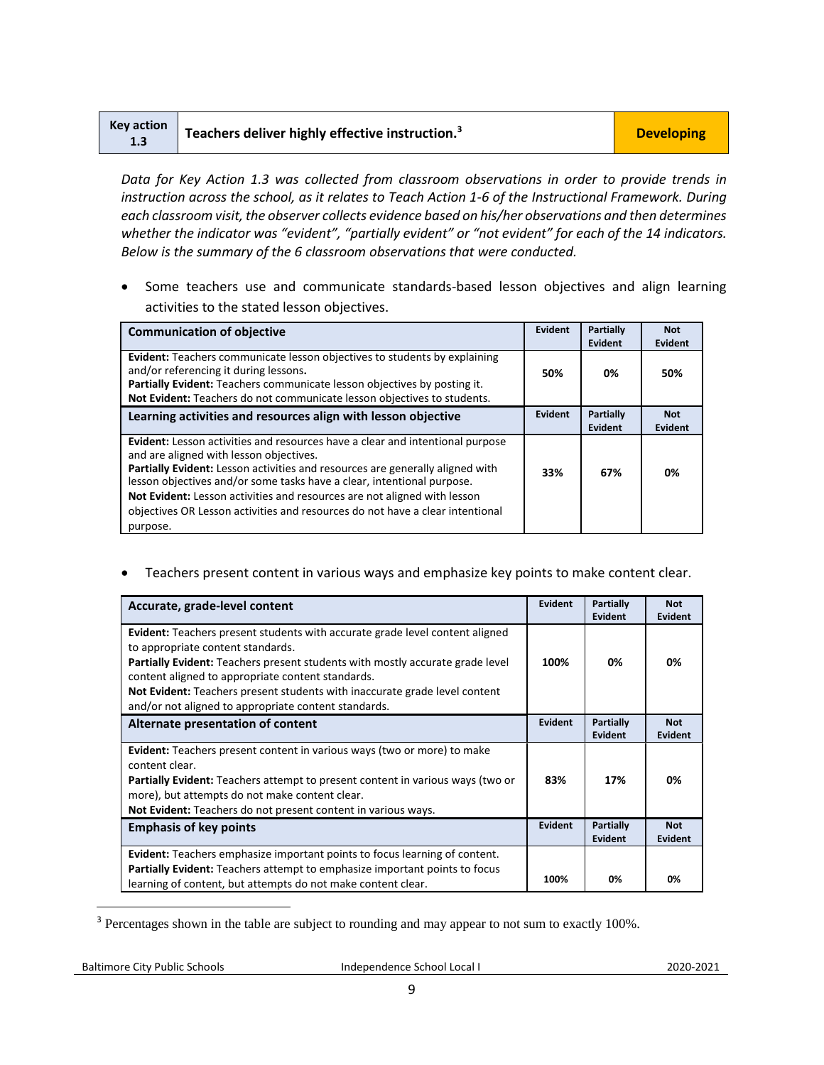| Key action 1.3 | Teachers deliver highly effective instruction.[3] | Developing |
|---|---|---|

*Data for Key Action 1.3 was collected from classroom observations in order to provide trends in instruction across the school, as it relates to Teach Action 1-6 of the Instructional Framework. During each classroom visit, the observer collects evidence based on his/her observations and then determines whether the indicator was "evident", "partially evident" or "not evident" for each of the 14 indicators. Below is the summary of the 6 classroom observations that were conducted.*

- Some teachers use and communicate standards-based lesson objectives and align learning activities to the stated lesson objectives.

| Communication of objective | Evident | Partially Evident | Not Evident |
|---|---|---|---|
| **Evident:** Teachers communicate lesson objectives to students by explaining and/or referencing it during lessons. **Partially Evident:** Teachers communicate lesson objectives by posting it. **Not Evident:** Teachers do not communicate lesson objectives to students. | 50% | 0% | 50% |
| **Learning activities and resources align with lesson objective** | **Evident** | **Partially Evident** | **Not Evident** |
| **Evident:** Lesson activities and resources have a clear and intentional purpose and are aligned with lesson objectives. **Partially Evident:** Lesson activities and resources are generally aligned with lesson objectives and/or some tasks have a clear, intentional purpose. **Not Evident:** Lesson activities and resources are not aligned with lesson objectives OR Lesson activities and resources do not have a clear intentional purpose. | 33% | 67% | 0% |

- Teachers present content in various ways and emphasize key points to make content clear.

| Accurate, grade-level content | Evident | Partially Evident | Not Evident |
|---|---|---|---|
| **Evident:** Teachers present students with accurate grade level content aligned to appropriate content standards. **Partially Evident:** Teachers present students with mostly accurate grade level content aligned to appropriate content standards. **Not Evident:** Teachers present students with inaccurate grade level content and/or not aligned to appropriate content standards. | 100% | 0% | 0% |
| **Alternate presentation of content** | **Evident** | **Partially Evident** | **Not Evident** |
| **Evident:** Teachers present content in various ways (two or more) to make content clear. **Partially Evident:** Teachers attempt to present content in various ways (two or more), but attempts do not make content clear. **Not Evident:** Teachers do not present content in various ways. | 83% | 17% | 0% |
| **Emphasis of key points** | **Evident** | **Partially Evident** | **Not Evident** |
| **Evident:** Teachers emphasize important points to focus learning of content. **Partially Evident:** Teachers attempt to emphasize important points to focus learning of content, but attempts do not make content clear. | 100% | 0% | 0% |

[3] Percentages shown in the table are subject to rounding and may appear to not sum to exactly 100%.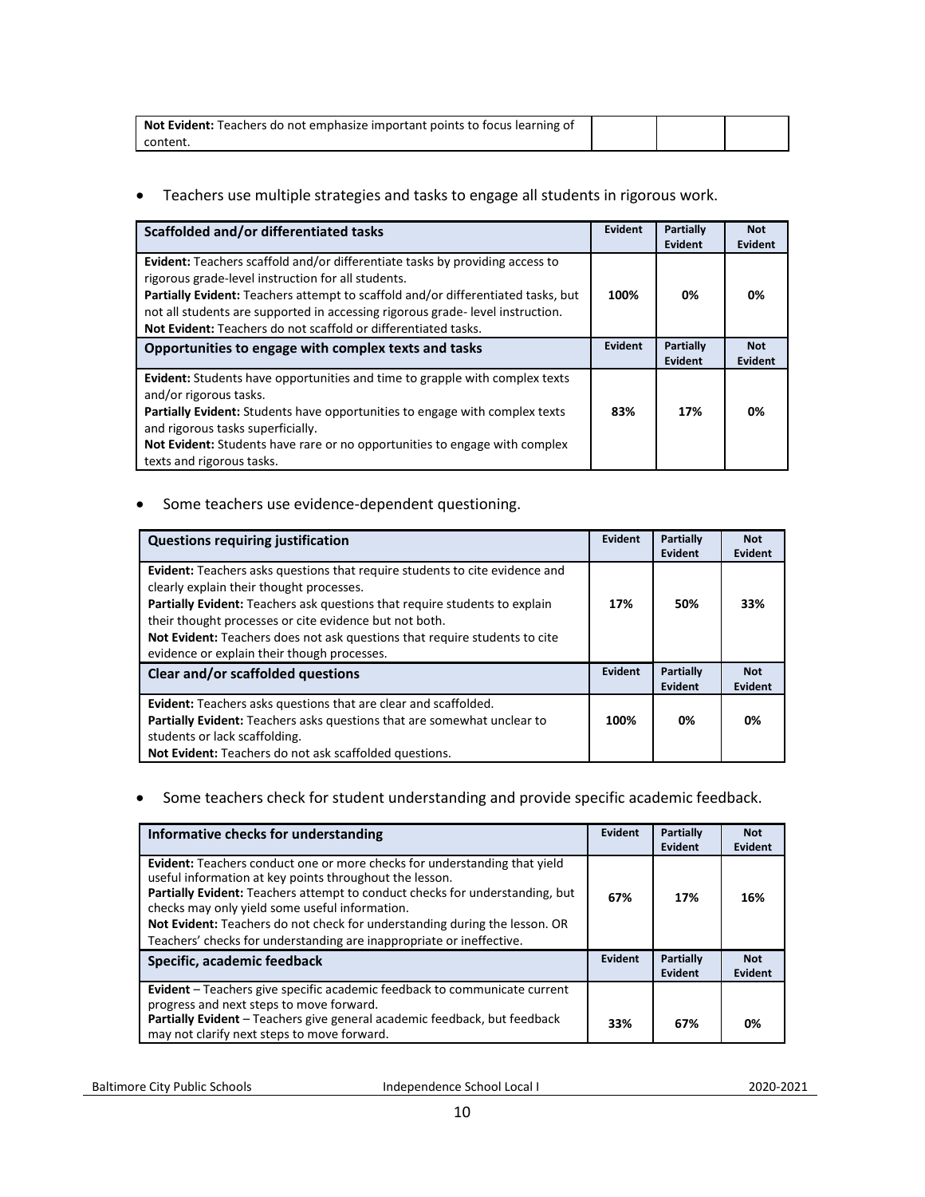| Not Evident: Teachers do not emphasize important points to focus learning of content. | | | |
|---|---|---|---|

- Teachers use multiple strategies and tasks to engage all students in rigorous work.

| Scaffolded and/or differentiated tasks | Evident | Partially Evident | Not Evident |
|---|---|---|---|
| **Evident:** Teachers scaffold and/or differentiate tasks by providing access to rigorous grade-level instruction for all students. **Partially Evident:** Teachers attempt to scaffold and/or differentiated tasks, but not all students are supported in accessing rigorous grade- level instruction. **Not Evident:** Teachers do not scaffold or differentiated tasks. | **100%** | **0%** | **0%** |
| **Opportunities to engage with complex texts and tasks** | **Evident** | **Partially Evident** | **Not Evident** |
| **Evident:** Students have opportunities and time to grapple with complex texts and/or rigorous tasks. **Partially Evident:** Students have opportunities to engage with complex texts and rigorous tasks superficially. **Not Evident:** Students have rare or no opportunities to engage with complex texts and rigorous tasks. | **83%** | **17%** | **0%** |

- Some teachers use evidence-dependent questioning.

| Questions requiring justification | Evident | Partially Evident | Not Evident |
|---|---|---|---|
| **Evident:** Teachers asks questions that require students to cite evidence and clearly explain their thought processes. **Partially Evident:** Teachers ask questions that require students to explain their thought processes or cite evidence but not both. **Not Evident:** Teachers does not ask questions that require students to cite evidence or explain their though processes. | **17%** | **50%** | **33%** |
| **Clear and/or scaffolded questions** | **Evident** | **Partially Evident** | **Not Evident** |
| **Evident:** Teachers asks questions that are clear and scaffolded. **Partially Evident:** Teachers asks questions that are somewhat unclear to students or lack scaffolding. **Not Evident:** Teachers do not ask scaffolded questions. | **100%** | **0%** | **0%** |

- Some teachers check for student understanding and provide specific academic feedback.

| Informative checks for understanding | Evident | Partially Evident | Not Evident |
|---|---|---|---|
| **Evident:** Teachers conduct one or more checks for understanding that yield useful information at key points throughout the lesson. **Partially Evident:** Teachers attempt to conduct checks for understanding, but checks may only yield some useful information. **Not Evident:** Teachers do not check for understanding during the lesson. OR Teachers' checks for understanding are inappropriate or ineffective. | **67%** | **17%** | **16%** |
| **Specific, academic feedback** | **Evident** | **Partially Evident** | **Not Evident** |
| **Evident** – Teachers give specific academic feedback to communicate current progress and next steps to move forward. **Partially Evident** – Teachers give general academic feedback, but feedback may not clarify next steps to move forward. | **33%** | **67%** | **0%** |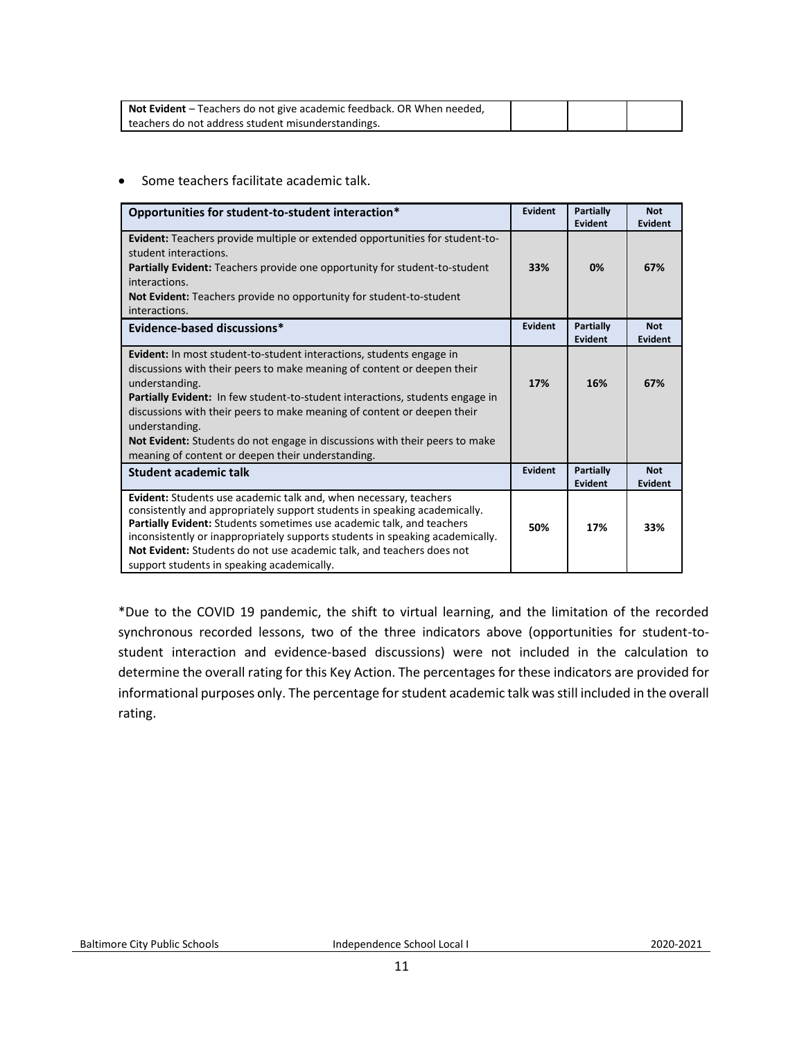| Not Evident – Teachers do not give academic feedback. OR When needed, teachers do not address student misunderstandings. | | | |
|---|---|---|---|

- Some teachers facilitate academic talk.

| Opportunities for student-to-student interaction* | Evident | Partially Evident | Not Evident |
|---|---|---|---|
| **Evident:** Teachers provide multiple or extended opportunities for student-to-student interactions.<br>**Partially Evident:** Teachers provide one opportunity for student-to-student interactions.<br>**Not Evident:** Teachers provide no opportunity for student-to-student interactions. | **33%** | **0%** | **67%** |
| **Evidence-based discussions*** | **Evident** | **Partially Evident** | **Not Evident** |
| **Evident:** In most student-to-student interactions, students engage in discussions with their peers to make meaning of content or deepen their understanding.<br>**Partially Evident:** In few student-to-student interactions, students engage in discussions with their peers to make meaning of content or deepen their understanding.<br>**Not Evident:** Students do not engage in discussions with their peers to make meaning of content or deepen their understanding. | **17%** | **16%** | **67%** |
| **Student academic talk** | **Evident** | **Partially Evident** | **Not Evident** |
| **Evident:** Students use academic talk and, when necessary, teachers consistently and appropriately support students in speaking academically.<br>**Partially Evident:** Students sometimes use academic talk, and teachers inconsistently or inappropriately supports students in speaking academically.<br>**Not Evident:** Students do not use academic talk, and teachers does not support students in speaking academically. | **50%** | **17%** | **33%** |

*Due to the COVID 19 pandemic, the shift to virtual learning, and the limitation of the recorded synchronous recorded lessons, two of the three indicators above (opportunities for student-to-student interaction and evidence-based discussions) were not included in the calculation to determine the overall rating for this Key Action. The percentages for these indicators are provided for informational purposes only. The percentage for student academic talk was still included in the overall rating.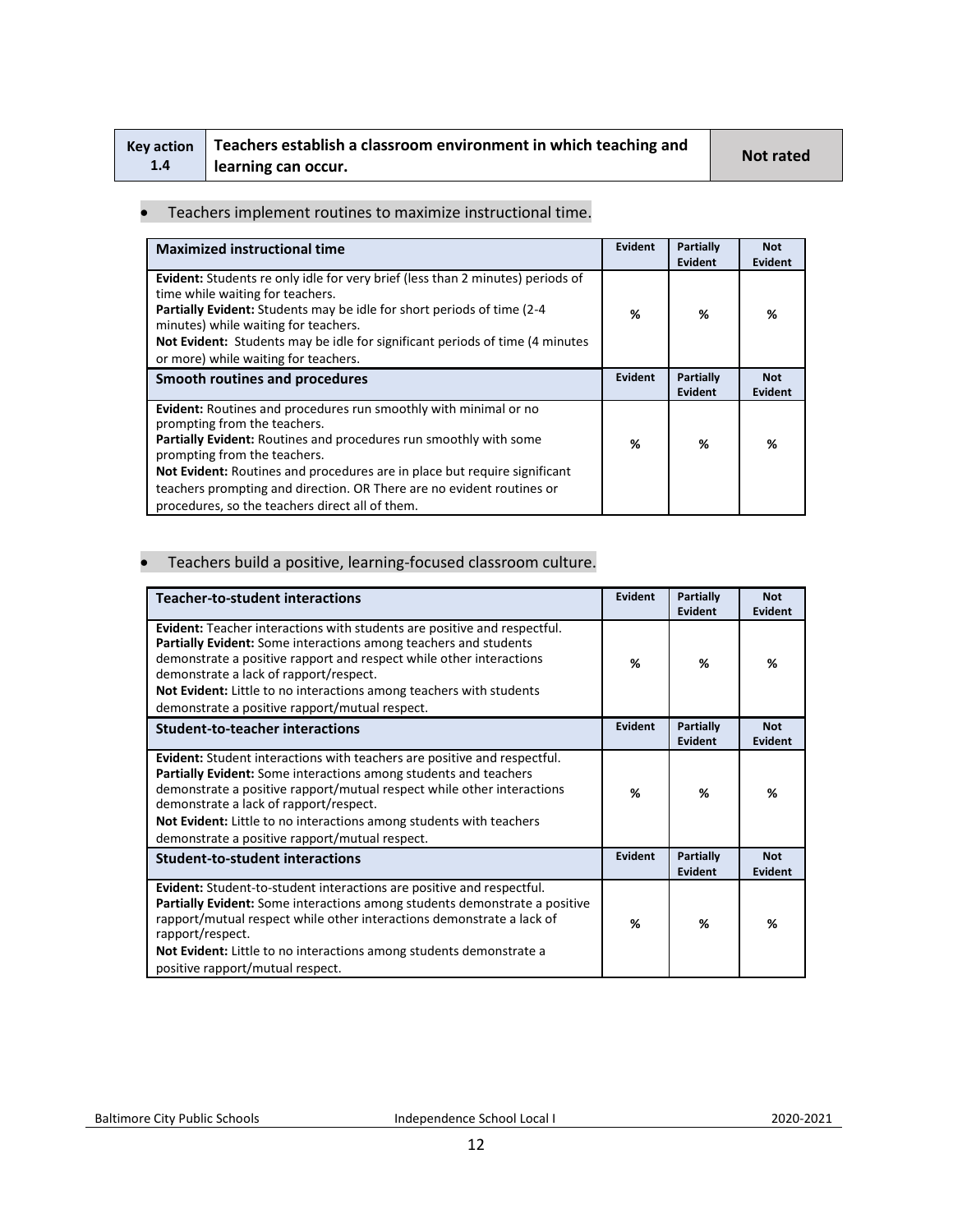| Key action 1.4 | Teachers establish a classroom environment in which teaching and learning can occur. | Not rated |
|---|---|---|

- Teachers implement routines to maximize instructional time.

| Maximized instructional time | Evident | Partially Evident | Not Evident |
|---|---|---|---|
| **Evident:** Students re only idle for very brief (less than 2 minutes) periods of time while waiting for teachers.<br>**Partially Evident:** Students may be idle for short periods of time (2-4 minutes) while waiting for teachers.<br>**Not Evident:** Students may be idle for significant periods of time (4 minutes or more) while waiting for teachers. | % | % | % |
| **Smooth routines and procedures** | **Evident** | **Partially Evident** | **Not Evident** |
| **Evident:** Routines and procedures run smoothly with minimal or no prompting from the teachers.<br>**Partially Evident:** Routines and procedures run smoothly with some prompting from the teachers.<br>**Not Evident:** Routines and procedures are in place but require significant teachers prompting and direction. OR There are no evident routines or procedures, so the teachers direct all of them. | % | % | % |

- Teachers build a positive, learning-focused classroom culture.

| Teacher-to-student interactions | Evident | Partially Evident | Not Evident |
|---|---|---|---|
| **Evident:** Teacher interactions with students are positive and respectful.<br>**Partially Evident:** Some interactions among teachers and students demonstrate a positive rapport and respect while other interactions demonstrate a lack of rapport/respect.<br>**Not Evident:** Little to no interactions among teachers with students demonstrate a positive rapport/mutual respect. | % | % | % |
| **Student-to-teacher interactions** | **Evident** | **Partially Evident** | **Not Evident** |
| **Evident:** Student interactions with teachers are positive and respectful.<br>**Partially Evident:** Some interactions among students and teachers demonstrate a positive rapport/mutual respect while other interactions demonstrate a lack of rapport/respect.<br>**Not Evident:** Little to no interactions among students with teachers demonstrate a positive rapport/mutual respect. | % | % | % |
| **Student-to-student interactions** | **Evident** | **Partially Evident** | **Not Evident** |
| **Evident:** Student-to-student interactions are positive and respectful.<br>**Partially Evident:** Some interactions among students demonstrate a positive rapport/mutual respect while other interactions demonstrate a lack of rapport/respect.<br>**Not Evident:** Little to no interactions among students demonstrate a positive rapport/mutual respect. | % | % | % |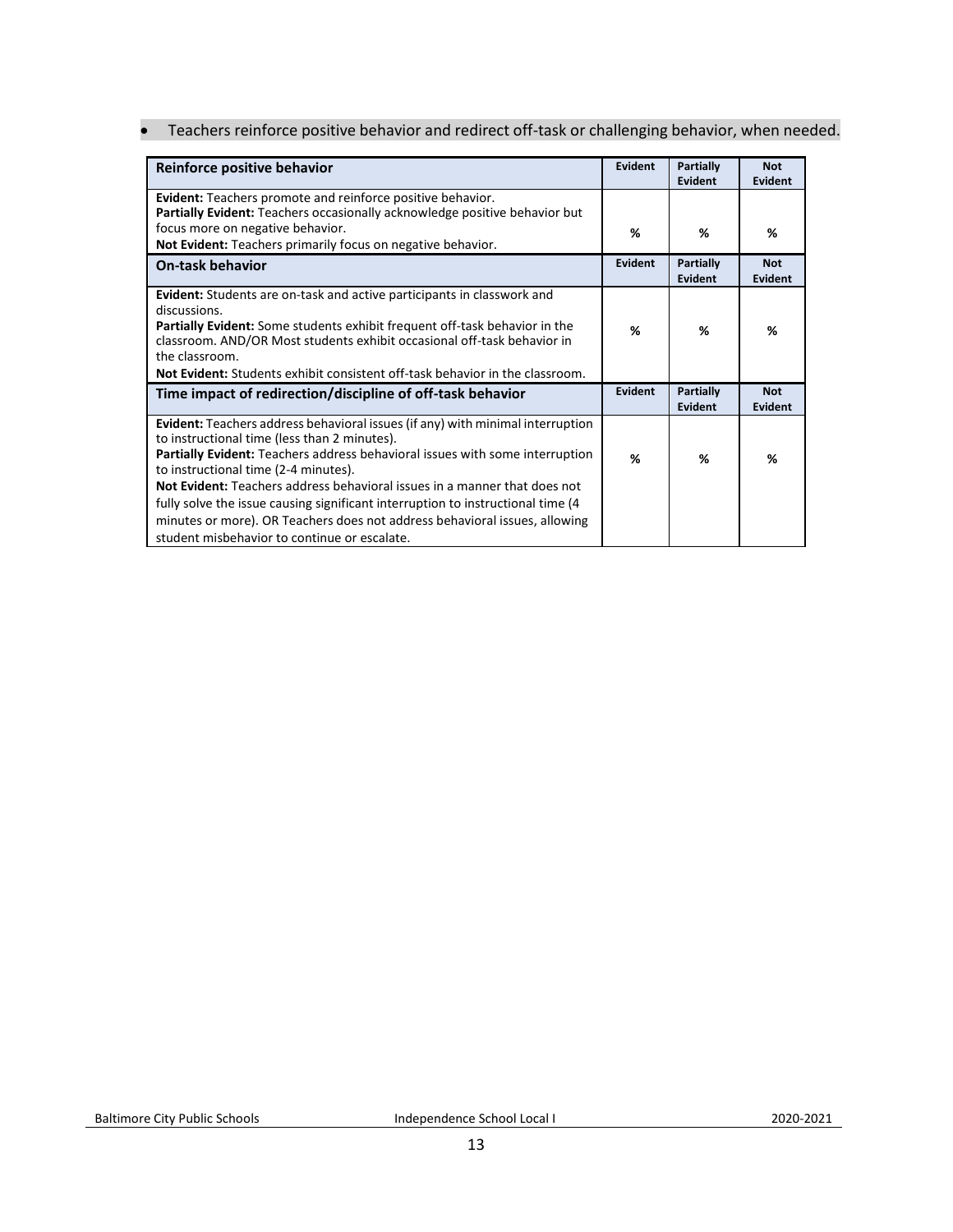- Teachers reinforce positive behavior and redirect off-task or challenging behavior, when needed.

| Reinforce positive behavior | Evident | Partially Evident | Not Evident |
|---|---|---|---|
| **Evident:** Teachers promote and reinforce positive behavior.<br>**Partially Evident:** Teachers occasionally acknowledge positive behavior but focus more on negative behavior.<br>**Not Evident:** Teachers primarily focus on negative behavior. | % | % | % |
| **On-task behavior** | **Evident** | **Partially Evident** | **Not Evident** |
| **Evident:** Students are on-task and active participants in classwork and discussions.<br>**Partially Evident:** Some students exhibit frequent off-task behavior in the classroom. AND/OR Most students exhibit occasional off-task behavior in the classroom.<br>**Not Evident:** Students exhibit consistent off-task behavior in the classroom. | % | % | % |
| **Time impact of redirection/discipline of off-task behavior** | **Evident** | **Partially Evident** | **Not Evident** |
| **Evident:** Teachers address behavioral issues (if any) with minimal interruption to instructional time (less than 2 minutes).<br>**Partially Evident:** Teachers address behavioral issues with some interruption to instructional time (2-4 minutes).<br>**Not Evident:** Teachers address behavioral issues in a manner that does not fully solve the issue causing significant interruption to instructional time (4 minutes or more). OR Teachers does not address behavioral issues, allowing student misbehavior to continue or escalate. | % | % | % |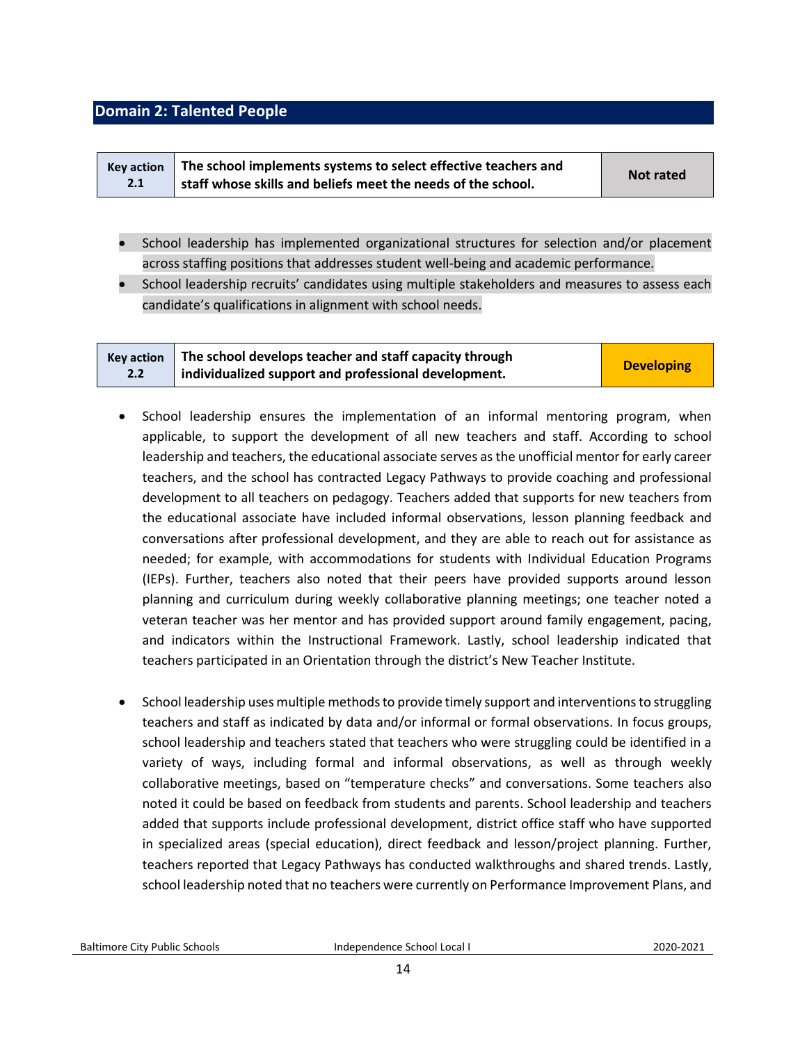## Domain 2: Talented People

| Key action 2.1 | The school implements systems to select effective teachers and staff whose skills and beliefs meet the needs of the school. | Not rated |
|---|---|---|

- School leadership has implemented organizational structures for selection and/or placement across staffing positions that addresses student well-being and academic performance.
- School leadership recruits' candidates using multiple stakeholders and measures to assess each candidate's qualifications in alignment with school needs.

| Key action 2.2 | The school develops teacher and staff capacity through individualized support and professional development. | Developing |
|---|---|---|

- School leadership ensures the implementation of an informal mentoring program, when applicable, to support the development of all new teachers and staff. According to school leadership and teachers, the educational associate serves as the unofficial mentor for early career teachers, and the school has contracted Legacy Pathways to provide coaching and professional development to all teachers on pedagogy. Teachers added that supports for new teachers from the educational associate have included informal observations, lesson planning feedback and conversations after professional development, and they are able to reach out for assistance as needed; for example, with accommodations for students with Individual Education Programs (IEPs). Further, teachers also noted that their peers have provided supports around lesson planning and curriculum during weekly collaborative planning meetings; one teacher noted a veteran teacher was her mentor and has provided support around family engagement, pacing, and indicators within the Instructional Framework. Lastly, school leadership indicated that teachers participated in an Orientation through the district's New Teacher Institute.

- School leadership uses multiple methods to provide timely support and interventions to struggling teachers and staff as indicated by data and/or informal or formal observations. In focus groups, school leadership and teachers stated that teachers who were struggling could be identified in a variety of ways, including formal and informal observations, as well as through weekly collaborative meetings, based on "temperature checks" and conversations. Some teachers also noted it could be based on feedback from students and parents. School leadership and teachers added that supports include professional development, district office staff who have supported in specialized areas (special education), direct feedback and lesson/project planning. Further, teachers reported that Legacy Pathways has conducted walkthroughs and shared trends. Lastly, school leadership noted that no teachers were currently on Performance Improvement Plans, and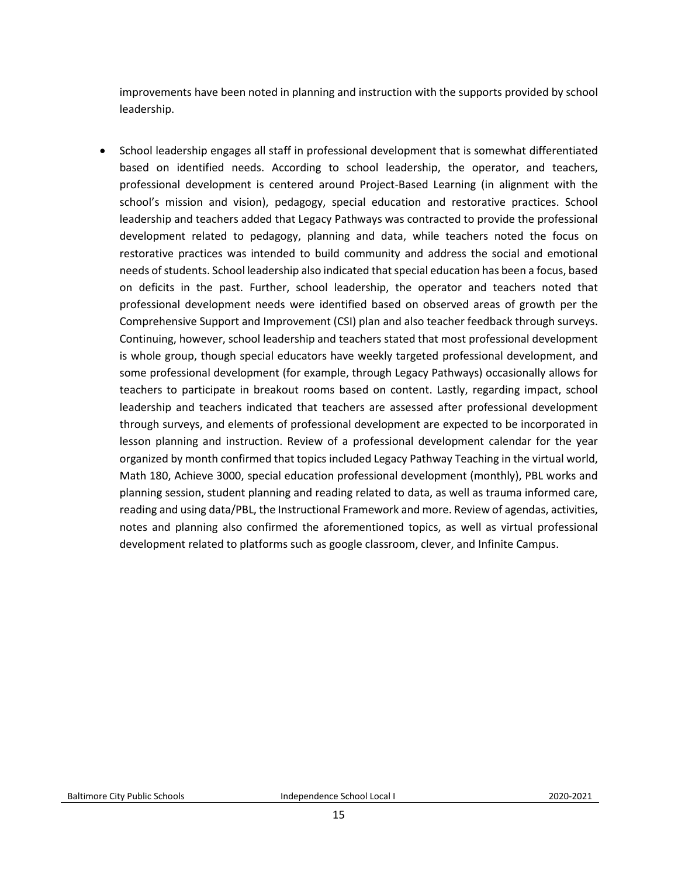improvements have been noted in planning and instruction with the supports provided by school leadership.

- School leadership engages all staff in professional development that is somewhat differentiated based on identified needs. According to school leadership, the operator, and teachers, professional development is centered around Project-Based Learning (in alignment with the school's mission and vision), pedagogy, special education and restorative practices. School leadership and teachers added that Legacy Pathways was contracted to provide the professional development related to pedagogy, planning and data, while teachers noted the focus on restorative practices was intended to build community and address the social and emotional needs of students. School leadership also indicated that special education has been a focus, based on deficits in the past. Further, school leadership, the operator and teachers noted that professional development needs were identified based on observed areas of growth per the Comprehensive Support and Improvement (CSI) plan and also teacher feedback through surveys. Continuing, however, school leadership and teachers stated that most professional development is whole group, though special educators have weekly targeted professional development, and some professional development (for example, through Legacy Pathways) occasionally allows for teachers to participate in breakout rooms based on content. Lastly, regarding impact, school leadership and teachers indicated that teachers are assessed after professional development through surveys, and elements of professional development are expected to be incorporated in lesson planning and instruction. Review of a professional development calendar for the year organized by month confirmed that topics included Legacy Pathway Teaching in the virtual world, Math 180, Achieve 3000, special education professional development (monthly), PBL works and planning session, student planning and reading related to data, as well as trauma informed care, reading and using data/PBL, the Instructional Framework and more. Review of agendas, activities, notes and planning also confirmed the aforementioned topics, as well as virtual professional development related to platforms such as google classroom, clever, and Infinite Campus.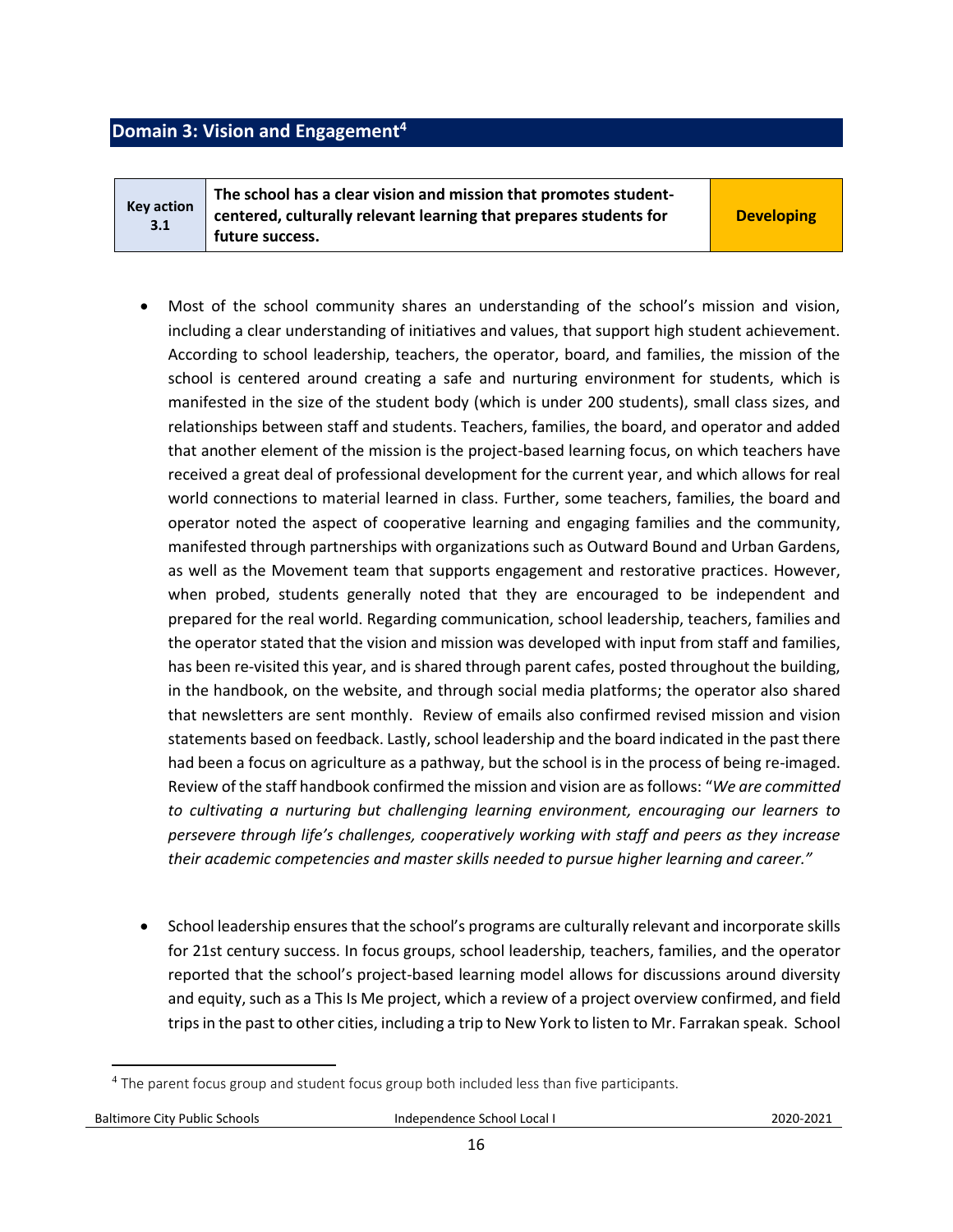## Domain 3: Vision and Engagement[4]

| Key action 3.1 | The school has a clear vision and mission that promotes student-centered, culturally relevant learning that prepares students for future success. | Developing |
|---|---|---|

- Most of the school community shares an understanding of the school's mission and vision, including a clear understanding of initiatives and values, that support high student achievement. According to school leadership, teachers, the operator, board, and families, the mission of the school is centered around creating a safe and nurturing environment for students, which is manifested in the size of the student body (which is under 200 students), small class sizes, and relationships between staff and students. Teachers, families, the board, and operator and added that another element of the mission is the project-based learning focus, on which teachers have received a great deal of professional development for the current year, and which allows for real world connections to material learned in class. Further, some teachers, families, the board and operator noted the aspect of cooperative learning and engaging families and the community, manifested through partnerships with organizations such as Outward Bound and Urban Gardens, as well as the Movement team that supports engagement and restorative practices. However, when probed, students generally noted that they are encouraged to be independent and prepared for the real world. Regarding communication, school leadership, teachers, families and the operator stated that the vision and mission was developed with input from staff and families, has been re-visited this year, and is shared through parent cafes, posted throughout the building, in the handbook, on the website, and through social media platforms; the operator also shared that newsletters are sent monthly. Review of emails also confirmed revised mission and vision statements based on feedback. Lastly, school leadership and the board indicated in the past there had been a focus on agriculture as a pathway, but the school is in the process of being re-imaged. Review of the staff handbook confirmed the mission and vision are as follows: "*We are committed to cultivating a nurturing but challenging learning environment, encouraging our learners to persevere through life's challenges, cooperatively working with staff and peers as they increase their academic competencies and master skills needed to pursue higher learning and career.*"

- School leadership ensures that the school's programs are culturally relevant and incorporate skills for 21st century success. In focus groups, school leadership, teachers, families, and the operator reported that the school's project-based learning model allows for discussions around diversity and equity, such as a This Is Me project, which a review of a project overview confirmed, and field trips in the past to other cities, including a trip to New York to listen to Mr. Farrakan speak. School

[4] The parent focus group and student focus group both included less than five participants.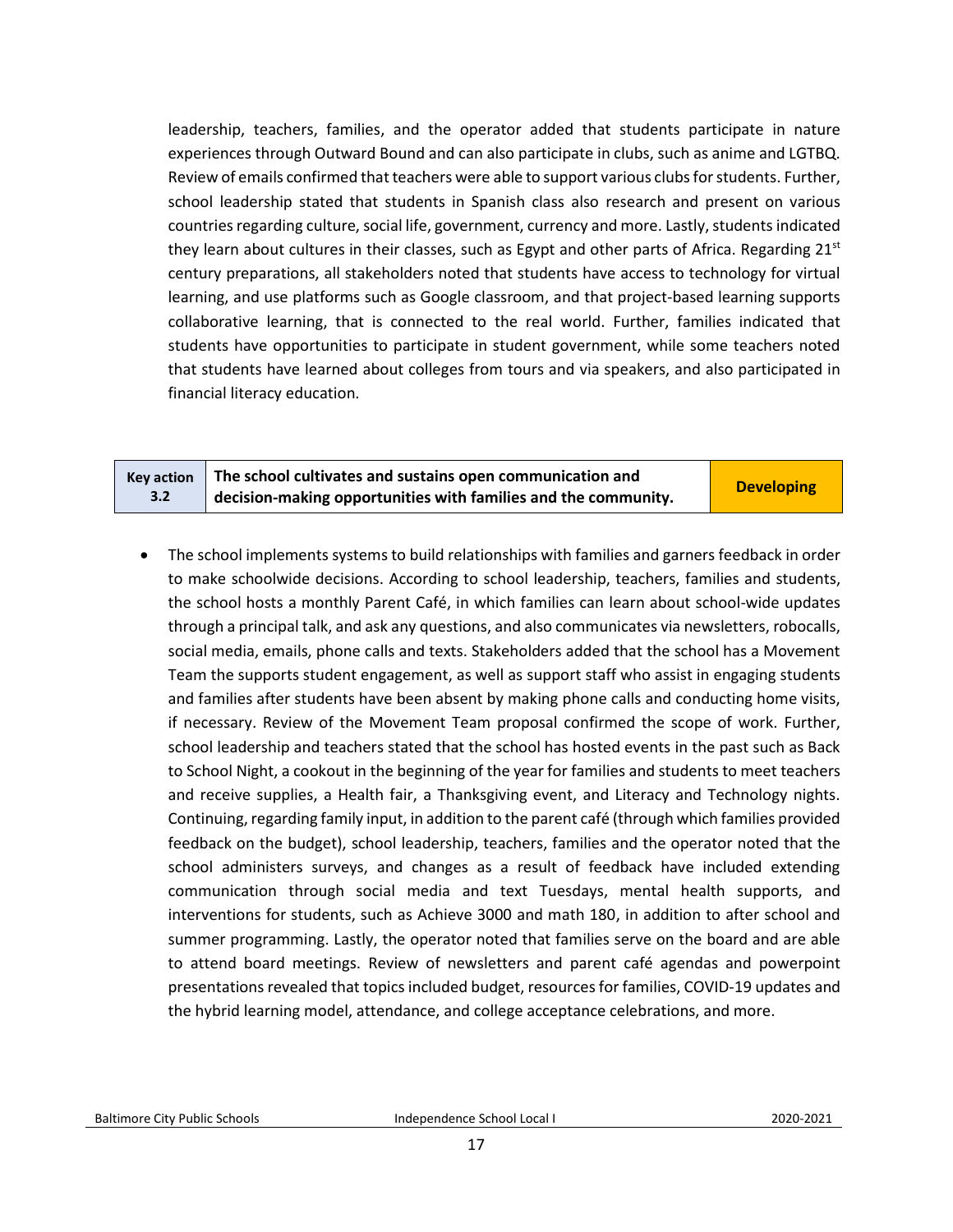leadership, teachers, families, and the operator added that students participate in nature experiences through Outward Bound and can also participate in clubs, such as anime and LGTBQ. Review of emails confirmed that teachers were able to support various clubs for students. Further, school leadership stated that students in Spanish class also research and present on various countries regarding culture, social life, government, currency and more. Lastly, students indicated they learn about cultures in their classes, such as Egypt and other parts of Africa. Regarding 21st century preparations, all stakeholders noted that students have access to technology for virtual learning, and use platforms such as Google classroom, and that project-based learning supports collaborative learning, that is connected to the real world. Further, families indicated that students have opportunities to participate in student government, while some teachers noted that students have learned about colleges from tours and via speakers, and also participated in financial literacy education.

| Key action 3.2 | The school cultivates and sustains open communication and decision-making opportunities with families and the community. | Developing |
|---|---|---|

- The school implements systems to build relationships with families and garners feedback in order to make schoolwide decisions. According to school leadership, teachers, families and students, the school hosts a monthly Parent Café, in which families can learn about school-wide updates through a principal talk, and ask any questions, and also communicates via newsletters, robocalls, social media, emails, phone calls and texts. Stakeholders added that the school has a Movement Team the supports student engagement, as well as support staff who assist in engaging students and families after students have been absent by making phone calls and conducting home visits, if necessary. Review of the Movement Team proposal confirmed the scope of work. Further, school leadership and teachers stated that the school has hosted events in the past such as Back to School Night, a cookout in the beginning of the year for families and students to meet teachers and receive supplies, a Health fair, a Thanksgiving event, and Literacy and Technology nights. Continuing, regarding family input, in addition to the parent café (through which families provided feedback on the budget), school leadership, teachers, families and the operator noted that the school administers surveys, and changes as a result of feedback have included extending communication through social media and text Tuesdays, mental health supports, and interventions for students, such as Achieve 3000 and math 180, in addition to after school and summer programming. Lastly, the operator noted that families serve on the board and are able to attend board meetings. Review of newsletters and parent café agendas and powerpoint presentations revealed that topics included budget, resources for families, COVID-19 updates and the hybrid learning model, attendance, and college acceptance celebrations, and more.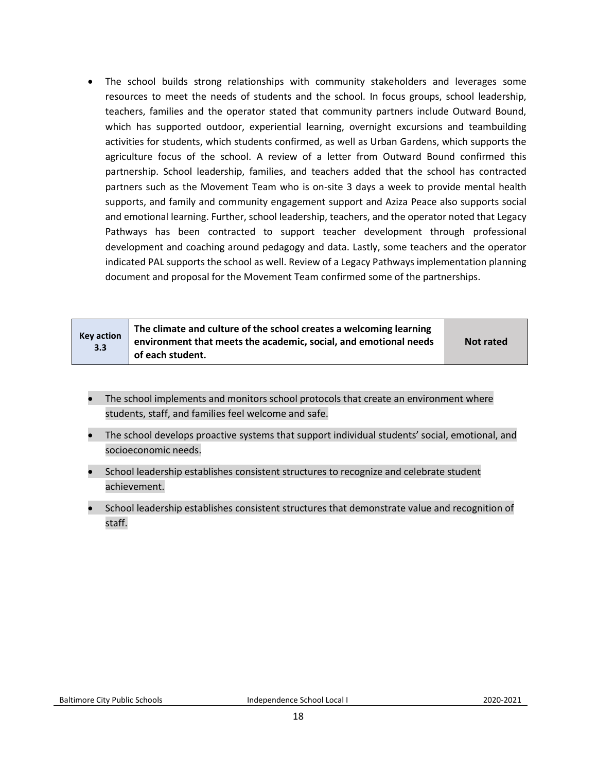- The school builds strong relationships with community stakeholders and leverages some resources to meet the needs of students and the school. In focus groups, school leadership, teachers, families and the operator stated that community partners include Outward Bound, which has supported outdoor, experiential learning, overnight excursions and teambuilding activities for students, which students confirmed, as well as Urban Gardens, which supports the agriculture focus of the school. A review of a letter from Outward Bound confirmed this partnership. School leadership, families, and teachers added that the school has contracted partners such as the Movement Team who is on-site 3 days a week to provide mental health supports, and family and community engagement support and Aziza Peace also supports social and emotional learning. Further, school leadership, teachers, and the operator noted that Legacy Pathways has been contracted to support teacher development through professional development and coaching around pedagogy and data. Lastly, some teachers and the operator indicated PAL supports the school as well. Review of a Legacy Pathways implementation planning document and proposal for the Movement Team confirmed some of the partnerships.

| Key action 3.3 | The climate and culture of the school creates a welcoming learning environment that meets the academic, social, and emotional needs of each student. | Not rated |
|---|---|---|

- The school implements and monitors school protocols that create an environment where students, staff, and families feel welcome and safe.
- The school develops proactive systems that support individual students' social, emotional, and socioeconomic needs.
- School leadership establishes consistent structures to recognize and celebrate student achievement.
- School leadership establishes consistent structures that demonstrate value and recognition of staff.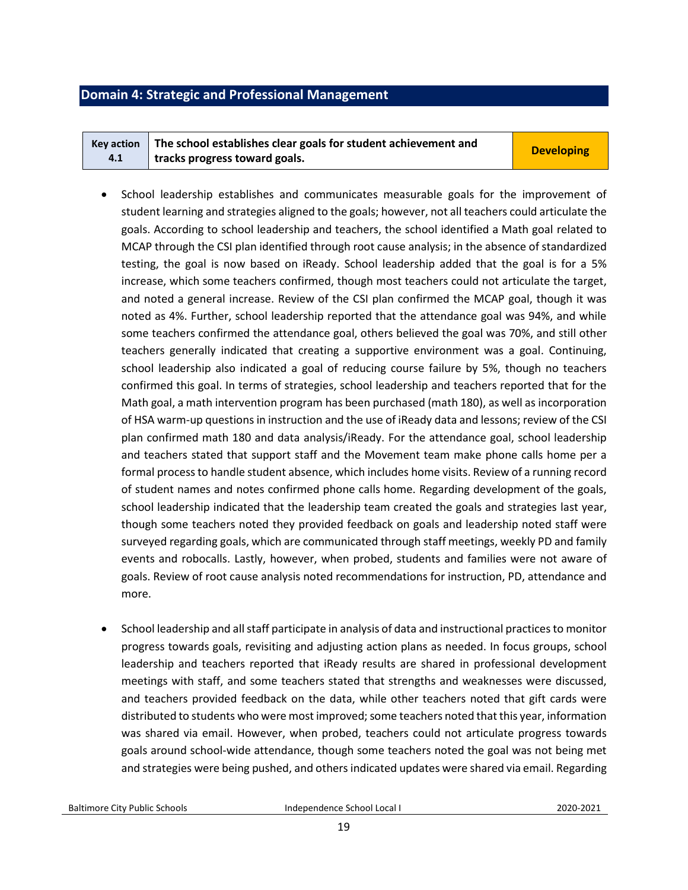## Domain 4: Strategic and Professional Management

| Key action 4.1 | The school establishes clear goals for student achievement and tracks progress toward goals. | Developing |
|---|---|---|

- School leadership establishes and communicates measurable goals for the improvement of student learning and strategies aligned to the goals; however, not all teachers could articulate the goals. According to school leadership and teachers, the school identified a Math goal related to MCAP through the CSI plan identified through root cause analysis; in the absence of standardized testing, the goal is now based on iReady. School leadership added that the goal is for a 5% increase, which some teachers confirmed, though most teachers could not articulate the target, and noted a general increase. Review of the CSI plan confirmed the MCAP goal, though it was noted as 4%. Further, school leadership reported that the attendance goal was 94%, and while some teachers confirmed the attendance goal, others believed the goal was 70%, and still other teachers generally indicated that creating a supportive environment was a goal. Continuing, school leadership also indicated a goal of reducing course failure by 5%, though no teachers confirmed this goal. In terms of strategies, school leadership and teachers reported that for the Math goal, a math intervention program has been purchased (math 180), as well as incorporation of HSA warm-up questions in instruction and the use of iReady data and lessons; review of the CSI plan confirmed math 180 and data analysis/iReady. For the attendance goal, school leadership and teachers stated that support staff and the Movement team make phone calls home per a formal process to handle student absence, which includes home visits. Review of a running record of student names and notes confirmed phone calls home. Regarding development of the goals, school leadership indicated that the leadership team created the goals and strategies last year, though some teachers noted they provided feedback on goals and leadership noted staff were surveyed regarding goals, which are communicated through staff meetings, weekly PD and family events and robocalls. Lastly, however, when probed, students and families were not aware of goals. Review of root cause analysis noted recommendations for instruction, PD, attendance and more.

- School leadership and all staff participate in analysis of data and instructional practices to monitor progress towards goals, revisiting and adjusting action plans as needed. In focus groups, school leadership and teachers reported that iReady results are shared in professional development meetings with staff, and some teachers stated that strengths and weaknesses were discussed, and teachers provided feedback on the data, while other teachers noted that gift cards were distributed to students who were most improved; some teachers noted that this year, information was shared via email. However, when probed, teachers could not articulate progress towards goals around school-wide attendance, though some teachers noted the goal was not being met and strategies were being pushed, and others indicated updates were shared via email. Regarding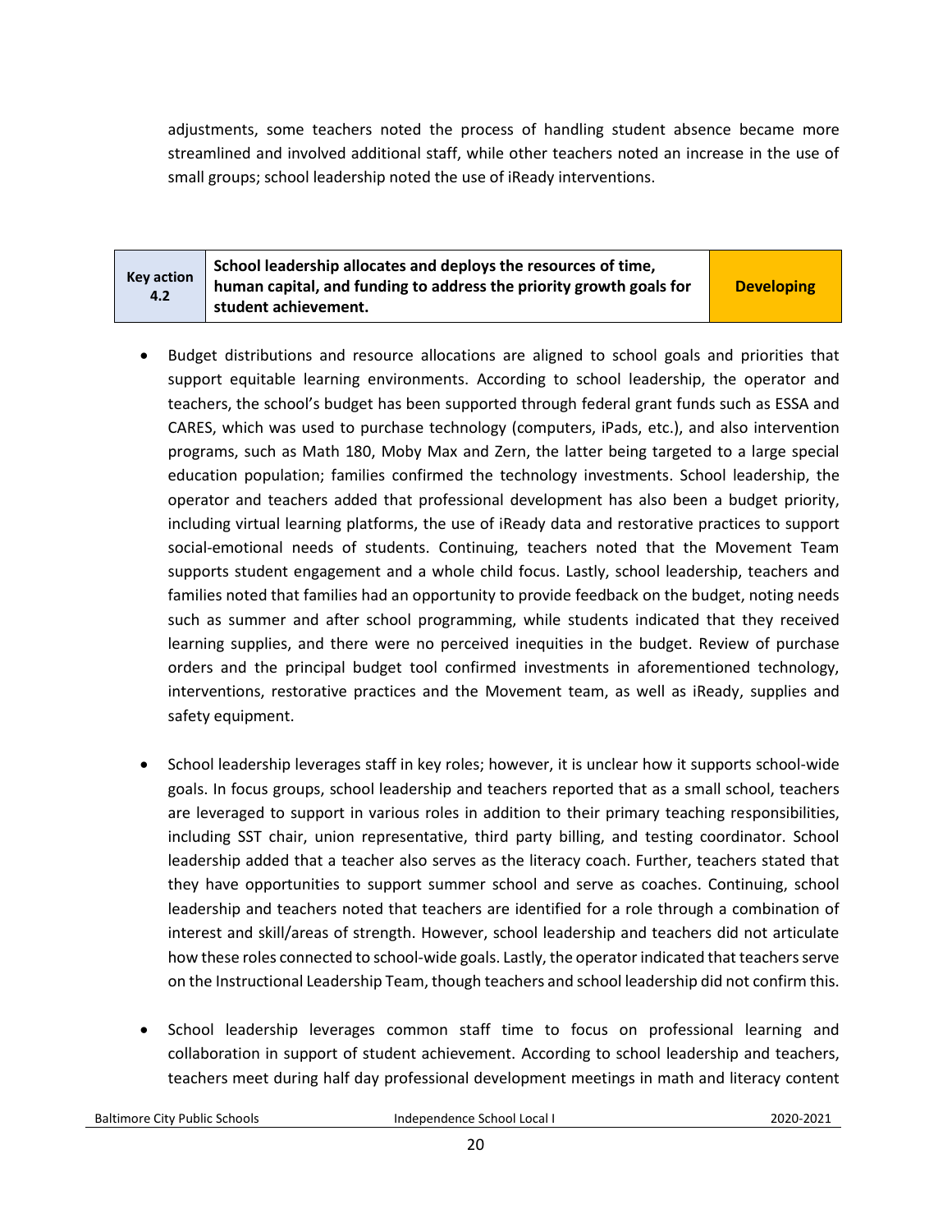adjustments, some teachers noted the process of handling student absence became more streamlined and involved additional staff, while other teachers noted an increase in the use of small groups; school leadership noted the use of iReady interventions.

| Key action 4.2 | School leadership allocates and deploys the resources of time, human capital, and funding to address the priority growth goals for student achievement. | Developing |
|---|---|---|

- Budget distributions and resource allocations are aligned to school goals and priorities that support equitable learning environments. According to school leadership, the operator and teachers, the school's budget has been supported through federal grant funds such as ESSA and CARES, which was used to purchase technology (computers, iPads, etc.), and also intervention programs, such as Math 180, Moby Max and Zern, the latter being targeted to a large special education population; families confirmed the technology investments. School leadership, the operator and teachers added that professional development has also been a budget priority, including virtual learning platforms, the use of iReady data and restorative practices to support social-emotional needs of students. Continuing, teachers noted that the Movement Team supports student engagement and a whole child focus. Lastly, school leadership, teachers and families noted that families had an opportunity to provide feedback on the budget, noting needs such as summer and after school programming, while students indicated that they received learning supplies, and there were no perceived inequities in the budget. Review of purchase orders and the principal budget tool confirmed investments in aforementioned technology, interventions, restorative practices and the Movement team, as well as iReady, supplies and safety equipment.

- School leadership leverages staff in key roles; however, it is unclear how it supports school-wide goals. In focus groups, school leadership and teachers reported that as a small school, teachers are leveraged to support in various roles in addition to their primary teaching responsibilities, including SST chair, union representative, third party billing, and testing coordinator. School leadership added that a teacher also serves as the literacy coach. Further, teachers stated that they have opportunities to support summer school and serve as coaches. Continuing, school leadership and teachers noted that teachers are identified for a role through a combination of interest and skill/areas of strength. However, school leadership and teachers did not articulate how these roles connected to school-wide goals. Lastly, the operator indicated that teachers serve on the Instructional Leadership Team, though teachers and school leadership did not confirm this.

- School leadership leverages common staff time to focus on professional learning and collaboration in support of student achievement. According to school leadership and teachers, teachers meet during half day professional development meetings in math and literacy content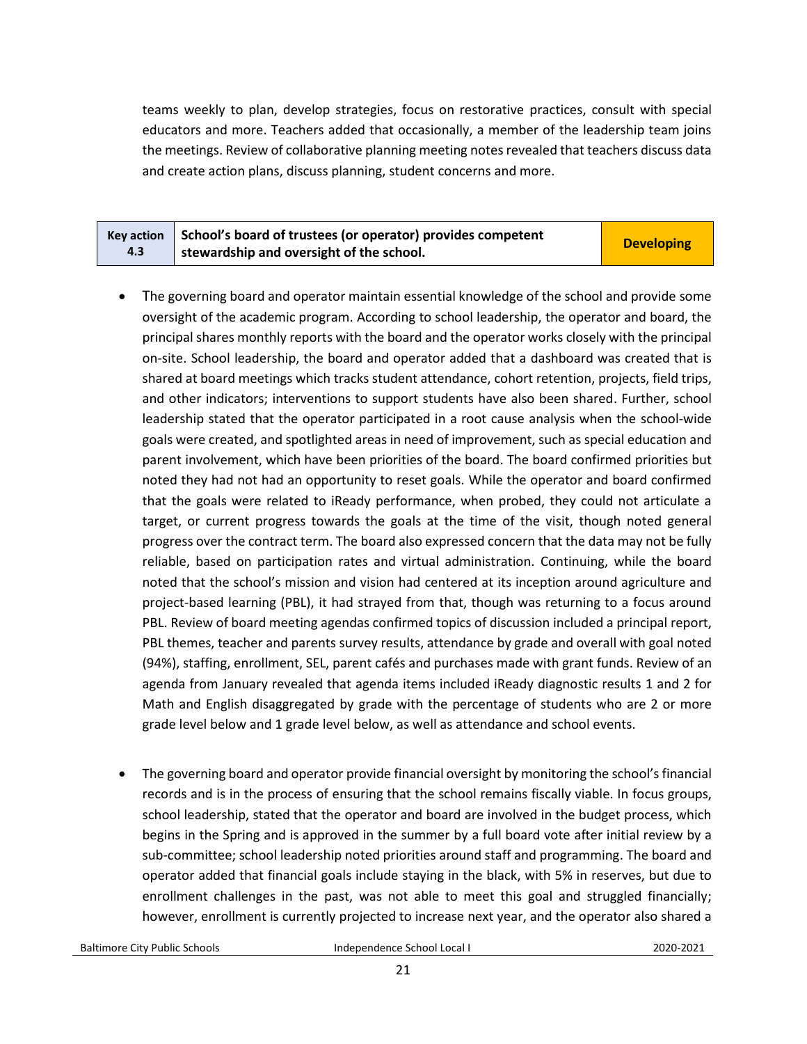teams weekly to plan, develop strategies, focus on restorative practices, consult with special educators and more. Teachers added that occasionally, a member of the leadership team joins the meetings. Review of collaborative planning meeting notes revealed that teachers discuss data and create action plans, discuss planning, student concerns and more.

| Key action 4.3 | School's board of trustees (or operator) provides competent stewardship and oversight of the school. | Developing |
|---|---|---|

- The governing board and operator maintain essential knowledge of the school and provide some oversight of the academic program. According to school leadership, the operator and board, the principal shares monthly reports with the board and the operator works closely with the principal on-site. School leadership, the board and operator added that a dashboard was created that is shared at board meetings which tracks student attendance, cohort retention, projects, field trips, and other indicators; interventions to support students have also been shared. Further, school leadership stated that the operator participated in a root cause analysis when the school-wide goals were created, and spotlighted areas in need of improvement, such as special education and parent involvement, which have been priorities of the board. The board confirmed priorities but noted they had not had an opportunity to reset goals. While the operator and board confirmed that the goals were related to iReady performance, when probed, they could not articulate a target, or current progress towards the goals at the time of the visit, though noted general progress over the contract term. The board also expressed concern that the data may not be fully reliable, based on participation rates and virtual administration. Continuing, while the board noted that the school's mission and vision had centered at its inception around agriculture and project-based learning (PBL), it had strayed from that, though was returning to a focus around PBL. Review of board meeting agendas confirmed topics of discussion included a principal report, PBL themes, teacher and parents survey results, attendance by grade and overall with goal noted (94%), staffing, enrollment, SEL, parent cafés and purchases made with grant funds. Review of an agenda from January revealed that agenda items included iReady diagnostic results 1 and 2 for Math and English disaggregated by grade with the percentage of students who are 2 or more grade level below and 1 grade level below, as well as attendance and school events.

- The governing board and operator provide financial oversight by monitoring the school's financial records and is in the process of ensuring that the school remains fiscally viable. In focus groups, school leadership, stated that the operator and board are involved in the budget process, which begins in the Spring and is approved in the summer by a full board vote after initial review by a sub-committee; school leadership noted priorities around staff and programming. The board and operator added that financial goals include staying in the black, with 5% in reserves, but due to enrollment challenges in the past, was not able to meet this goal and struggled financially; however, enrollment is currently projected to increase next year, and the operator also shared a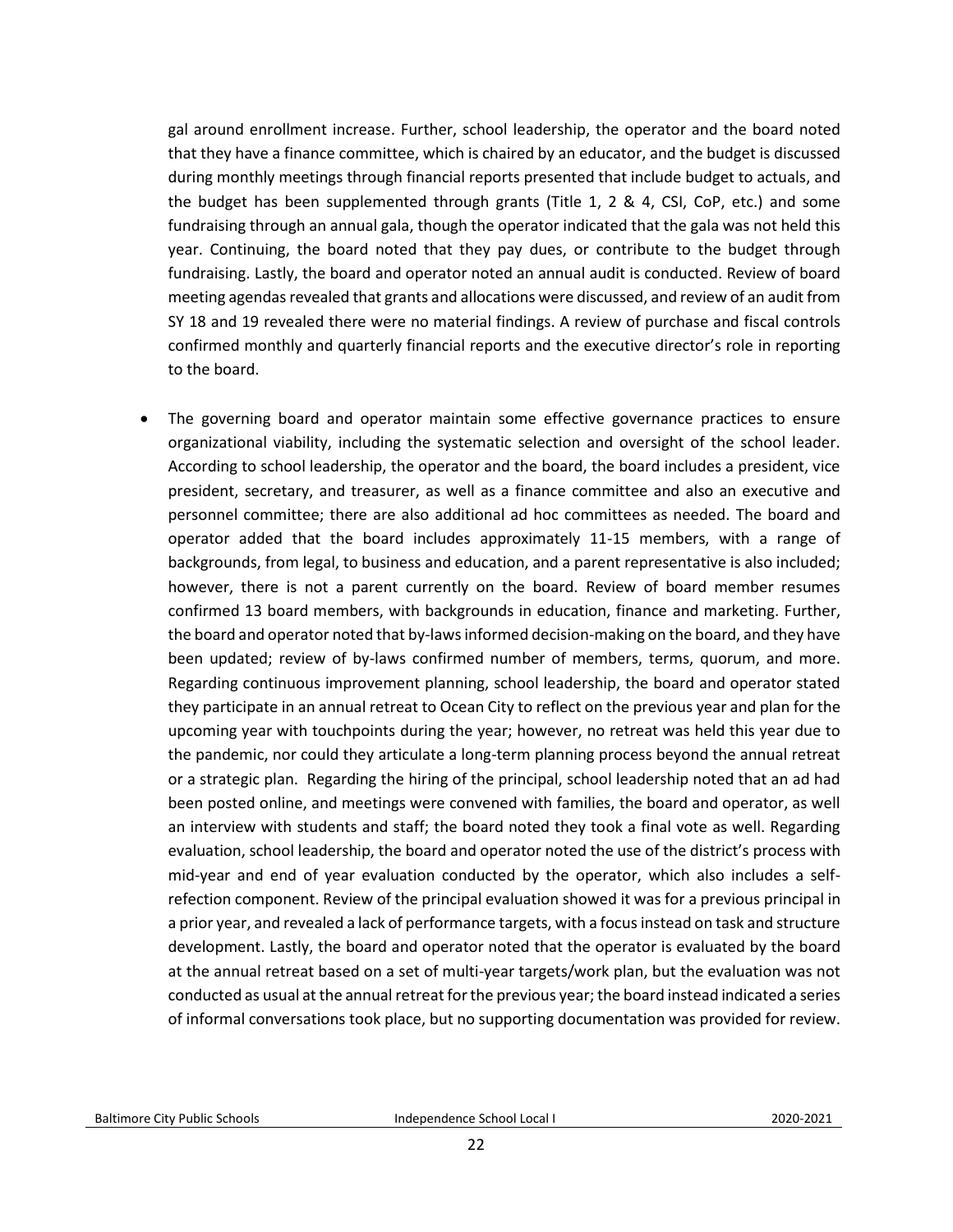gal around enrollment increase. Further, school leadership, the operator and the board noted that they have a finance committee, which is chaired by an educator, and the budget is discussed during monthly meetings through financial reports presented that include budget to actuals, and the budget has been supplemented through grants (Title 1, 2 & 4, CSI, CoP, etc.) and some fundraising through an annual gala, though the operator indicated that the gala was not held this year. Continuing, the board noted that they pay dues, or contribute to the budget through fundraising. Lastly, the board and operator noted an annual audit is conducted. Review of board meeting agendas revealed that grants and allocations were discussed, and review of an audit from SY 18 and 19 revealed there were no material findings. A review of purchase and fiscal controls confirmed monthly and quarterly financial reports and the executive director's role in reporting to the board.

- The governing board and operator maintain some effective governance practices to ensure organizational viability, including the systematic selection and oversight of the school leader. According to school leadership, the operator and the board, the board includes a president, vice president, secretary, and treasurer, as well as a finance committee and also an executive and personnel committee; there are also additional ad hoc committees as needed. The board and operator added that the board includes approximately 11-15 members, with a range of backgrounds, from legal, to business and education, and a parent representative is also included; however, there is not a parent currently on the board. Review of board member resumes confirmed 13 board members, with backgrounds in education, finance and marketing. Further, the board and operator noted that by-laws informed decision-making on the board, and they have been updated; review of by-laws confirmed number of members, terms, quorum, and more. Regarding continuous improvement planning, school leadership, the board and operator stated they participate in an annual retreat to Ocean City to reflect on the previous year and plan for the upcoming year with touchpoints during the year; however, no retreat was held this year due to the pandemic, nor could they articulate a long-term planning process beyond the annual retreat or a strategic plan. Regarding the hiring of the principal, school leadership noted that an ad had been posted online, and meetings were convened with families, the board and operator, as well an interview with students and staff; the board noted they took a final vote as well. Regarding evaluation, school leadership, the board and operator noted the use of the district's process with mid-year and end of year evaluation conducted by the operator, which also includes a self-refection component. Review of the principal evaluation showed it was for a previous principal in a prior year, and revealed a lack of performance targets, with a focus instead on task and structure development. Lastly, the board and operator noted that the operator is evaluated by the board at the annual retreat based on a set of multi-year targets/work plan, but the evaluation was not conducted as usual at the annual retreat for the previous year; the board instead indicated a series of informal conversations took place, but no supporting documentation was provided for review.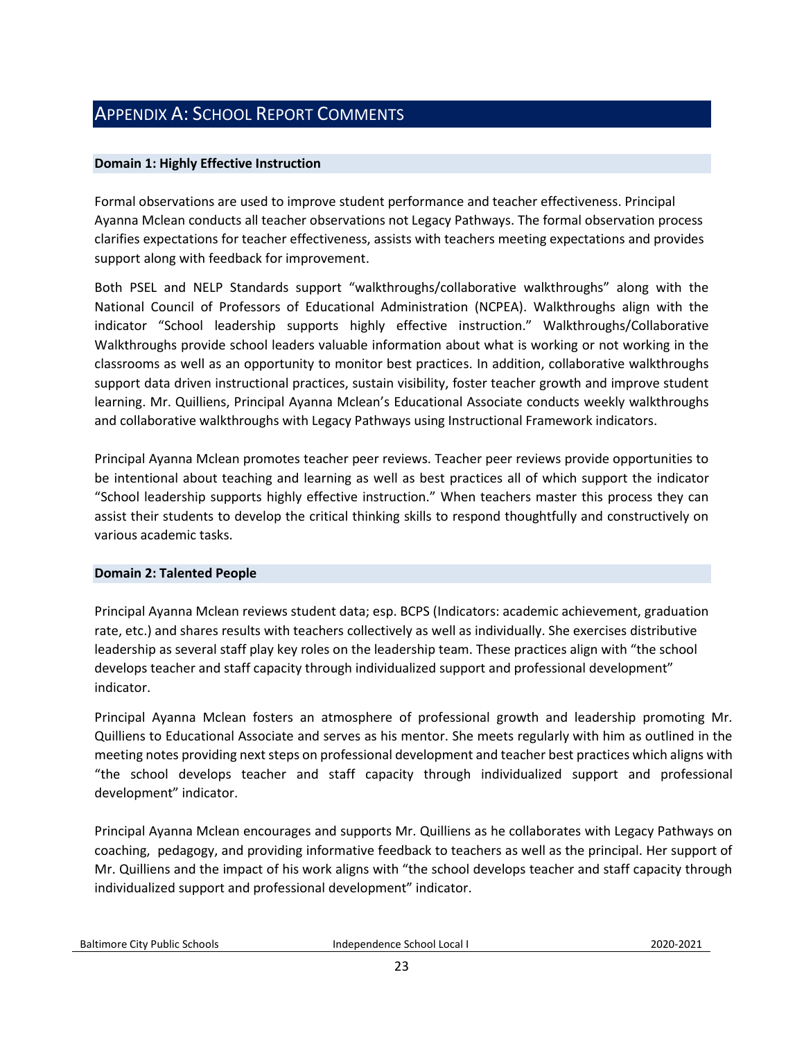## Appendix A: School Report Comments

### Domain 1: Highly Effective Instruction

Formal observations are used to improve student performance and teacher effectiveness. Principal Ayanna Mclean conducts all teacher observations not Legacy Pathways. The formal observation process clarifies expectations for teacher effectiveness, assists with teachers meeting expectations and provides support along with feedback for improvement.

Both PSEL and NELP Standards support "walkthroughs/collaborative walkthroughs" along with the National Council of Professors of Educational Administration (NCPEA). Walkthroughs align with the indicator "School leadership supports highly effective instruction." Walkthroughs/Collaborative Walkthroughs provide school leaders valuable information about what is working or not working in the classrooms as well as an opportunity to monitor best practices. In addition, collaborative walkthroughs support data driven instructional practices, sustain visibility, foster teacher growth and improve student learning. Mr. Quilliens, Principal Ayanna Mclean's Educational Associate conducts weekly walkthroughs and collaborative walkthroughs with Legacy Pathways using Instructional Framework indicators.

Principal Ayanna Mclean promotes teacher peer reviews. Teacher peer reviews provide opportunities to be intentional about teaching and learning as well as best practices all of which support the indicator "School leadership supports highly effective instruction." When teachers master this process they can assist their students to develop the critical thinking skills to respond thoughtfully and constructively on various academic tasks.

### Domain 2: Talented People

Principal Ayanna Mclean reviews student data; esp. BCPS (Indicators: academic achievement, graduation rate, etc.) and shares results with teachers collectively as well as individually. She exercises distributive leadership as several staff play key roles on the leadership team. These practices align with "the school develops teacher and staff capacity through individualized support and professional development" indicator.

Principal Ayanna Mclean fosters an atmosphere of professional growth and leadership promoting Mr. Quilliens to Educational Associate and serves as his mentor. She meets regularly with him as outlined in the meeting notes providing next steps on professional development and teacher best practices which aligns with "the school develops teacher and staff capacity through individualized support and professional development" indicator.

Principal Ayanna Mclean encourages and supports Mr. Quilliens as he collaborates with Legacy Pathways on coaching, pedagogy, and providing informative feedback to teachers as well as the principal. Her support of Mr. Quilliens and the impact of his work aligns with "the school develops teacher and staff capacity through individualized support and professional development" indicator.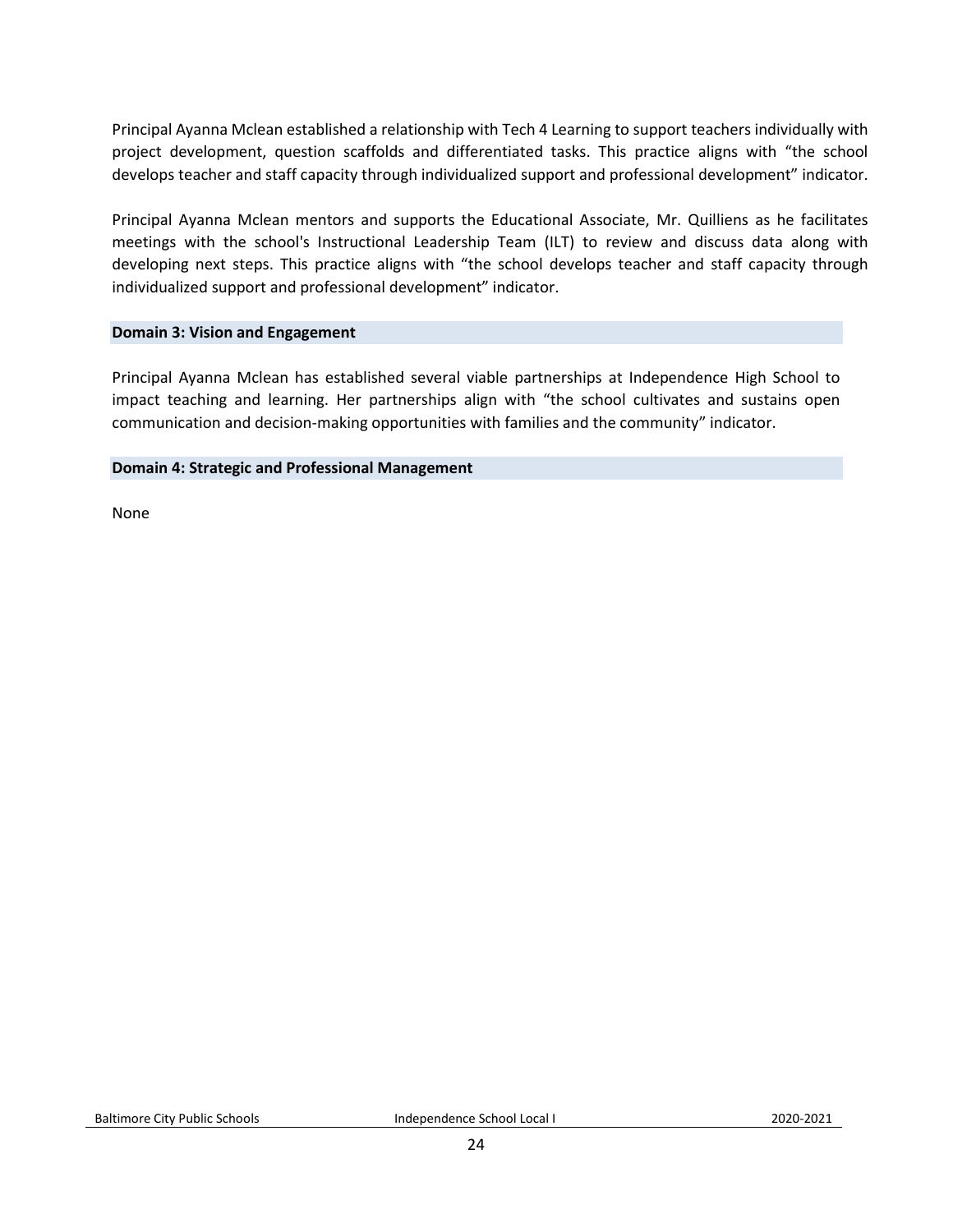Principal Ayanna Mclean established a relationship with Tech 4 Learning to support teachers individually with project development, question scaffolds and differentiated tasks. This practice aligns with "the school develops teacher and staff capacity through individualized support and professional development" indicator.

Principal Ayanna Mclean mentors and supports the Educational Associate, Mr. Quilliens as he facilitates meetings with the school's Instructional Leadership Team (ILT) to review and discuss data along with developing next steps. This practice aligns with "the school develops teacher and staff capacity through individualized support and professional development" indicator.

**Domain 3: Vision and Engagement**

Principal Ayanna Mclean has established several viable partnerships at Independence High School to impact teaching and learning. Her partnerships align with "the school cultivates and sustains open communication and decision-making opportunities with families and the community" indicator.

**Domain 4: Strategic and Professional Management**

None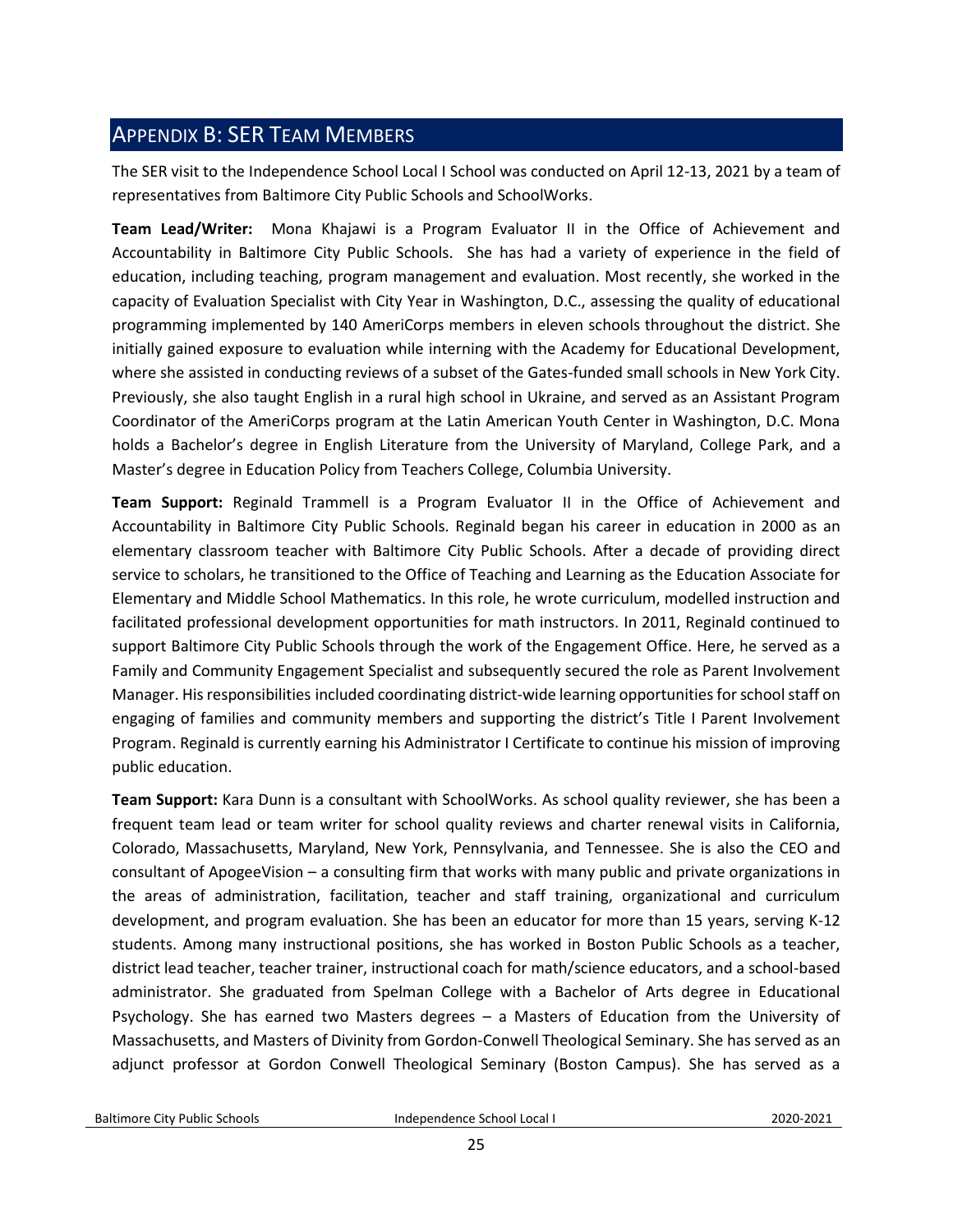## Appendix B: SER Team Members

The SER visit to the Independence School Local I School was conducted on April 12-13, 2021 by a team of representatives from Baltimore City Public Schools and SchoolWorks.

**Team Lead/Writer:** Mona Khajawi is a Program Evaluator II in the Office of Achievement and Accountability in Baltimore City Public Schools. She has had a variety of experience in the field of education, including teaching, program management and evaluation. Most recently, she worked in the capacity of Evaluation Specialist with City Year in Washington, D.C., assessing the quality of educational programming implemented by 140 AmeriCorps members in eleven schools throughout the district. She initially gained exposure to evaluation while interning with the Academy for Educational Development, where she assisted in conducting reviews of a subset of the Gates-funded small schools in New York City. Previously, she also taught English in a rural high school in Ukraine, and served as an Assistant Program Coordinator of the AmeriCorps program at the Latin American Youth Center in Washington, D.C. Mona holds a Bachelor's degree in English Literature from the University of Maryland, College Park, and a Master's degree in Education Policy from Teachers College, Columbia University.

**Team Support:** Reginald Trammell is a Program Evaluator II in the Office of Achievement and Accountability in Baltimore City Public Schools. Reginald began his career in education in 2000 as an elementary classroom teacher with Baltimore City Public Schools. After a decade of providing direct service to scholars, he transitioned to the Office of Teaching and Learning as the Education Associate for Elementary and Middle School Mathematics. In this role, he wrote curriculum, modelled instruction and facilitated professional development opportunities for math instructors. In 2011, Reginald continued to support Baltimore City Public Schools through the work of the Engagement Office. Here, he served as a Family and Community Engagement Specialist and subsequently secured the role as Parent Involvement Manager. His responsibilities included coordinating district-wide learning opportunities for school staff on engaging of families and community members and supporting the district's Title I Parent Involvement Program. Reginald is currently earning his Administrator I Certificate to continue his mission of improving public education.

**Team Support:** Kara Dunn is a consultant with SchoolWorks. As school quality reviewer, she has been a frequent team lead or team writer for school quality reviews and charter renewal visits in California, Colorado, Massachusetts, Maryland, New York, Pennsylvania, and Tennessee. She is also the CEO and consultant of ApogeeVision – a consulting firm that works with many public and private organizations in the areas of administration, facilitation, teacher and staff training, organizational and curriculum development, and program evaluation. She has been an educator for more than 15 years, serving K-12 students. Among many instructional positions, she has worked in Boston Public Schools as a teacher, district lead teacher, teacher trainer, instructional coach for math/science educators, and a school-based administrator. She graduated from Spelman College with a Bachelor of Arts degree in Educational Psychology. She has earned two Masters degrees – a Masters of Education from the University of Massachusetts, and Masters of Divinity from Gordon-Conwell Theological Seminary. She has served as an adjunct professor at Gordon Conwell Theological Seminary (Boston Campus). She has served as a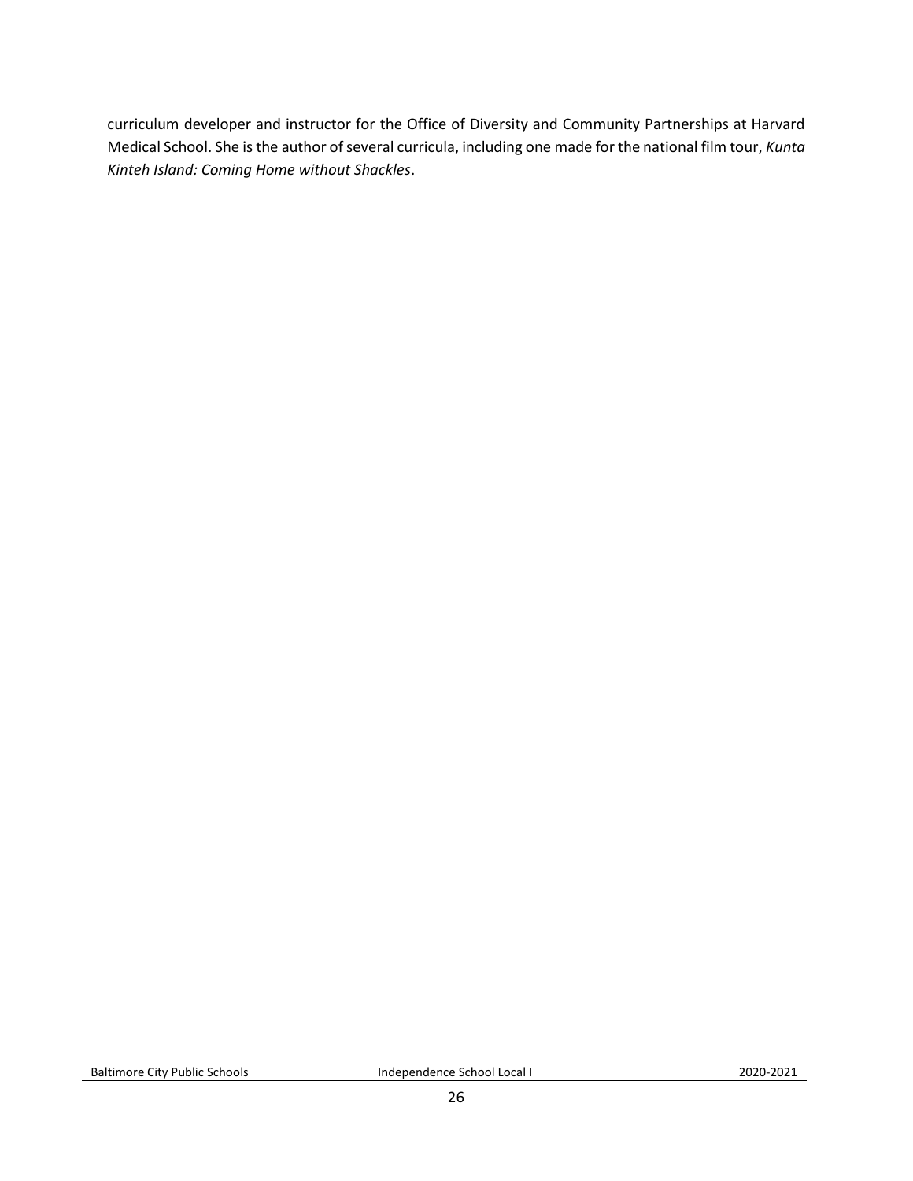curriculum developer and instructor for the Office of Diversity and Community Partnerships at Harvard Medical School. She is the author of several curricula, including one made for the national film tour, *Kunta Kinteh Island: Coming Home without Shackles*.